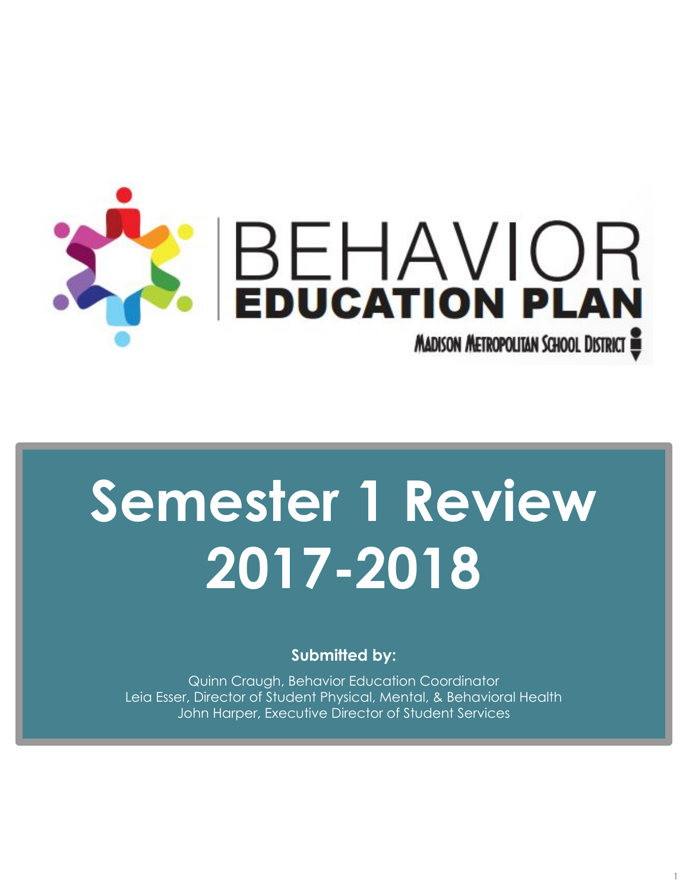# BEHAVIOR EDUCATION PLAN

MADISON METROPOLITAN SCHOOL DISTRICT

# Semester 1 Review 2017-2018

**Submitted by:**

Quinn Craugh, Behavior Education Coordinator
Leia Esser, Director of Student Physical, Mental, & Behavioral Health
John Harper, Executive Director of Student Services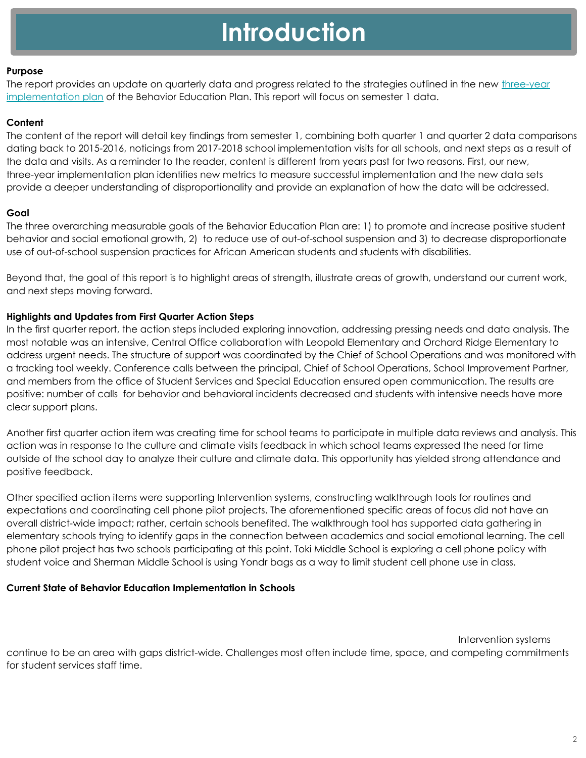# Introduction

**Purpose**

The report provides an update on quarterly data and progress related to the strategies outlined in the new [three-year implementation plan](three-year implementation plan) of the Behavior Education Plan. This report will focus on semester 1 data.

**Content**

The content of the report will detail key findings from semester 1, combining both quarter 1 and quarter 2 data comparisons dating back to 2015-2016, noticings from 2017-2018 school implementation visits for all schools, and next steps as a result of the data and visits. As a reminder to the reader, content is different from years past for two reasons. First, our new, three-year implementation plan identifies new metrics to measure successful implementation and the new data sets provide a deeper understanding of disproportionality and provide an explanation of how the data will be addressed.

**Goal**

The three overarching measurable goals of the Behavior Education Plan are: 1) to promote and increase positive student behavior and social emotional growth, 2) to reduce use of out-of-school suspension and 3) to decrease disproportionate use of out-of-school suspension practices for African American students and students with disabilities.

Beyond that, the goal of this report is to highlight areas of strength, illustrate areas of growth, understand our current work, and next steps moving forward.

**Highlights and Updates from First Quarter Action Steps**

In the first quarter report, the action steps included exploring innovation, addressing pressing needs and data analysis. The most notable was an intensive, Central Office collaboration with Leopold Elementary and Orchard Ridge Elementary to address urgent needs. The structure of support was coordinated by the Chief of School Operations and was monitored with a tracking tool weekly. Conference calls between the principal, Chief of School Operations, School Improvement Partner, and members from the office of Student Services and Special Education ensured open communication. The results are positive: number of calls for behavior and behavioral incidents decreased and students with intensive needs have more clear support plans.

Another first quarter action item was creating time for school teams to participate in multiple data reviews and analysis. This action was in response to the culture and climate visits feedback in which school teams expressed the need for time outside of the school day to analyze their culture and climate data. This opportunity has yielded strong attendance and positive feedback.

Other specified action items were supporting Intervention systems, constructing walkthrough tools for routines and expectations and coordinating cell phone pilot projects. The aforementioned specific areas of focus did not have an overall district-wide impact; rather, certain schools benefited. The walkthrough tool has supported data gathering in elementary schools trying to identify gaps in the connection between academics and social emotional learning. The cell phone pilot project has two schools participating at this point. Toki Middle School is exploring a cell phone policy with student voice and Sherman Middle School is using Yondr bags as a way to limit student cell phone use in class.

**Current State of Behavior Education Implementation in Schools**

Intervention systems continue to be an area with gaps district-wide. Challenges most often include time, space, and competing commitments for student services staff time.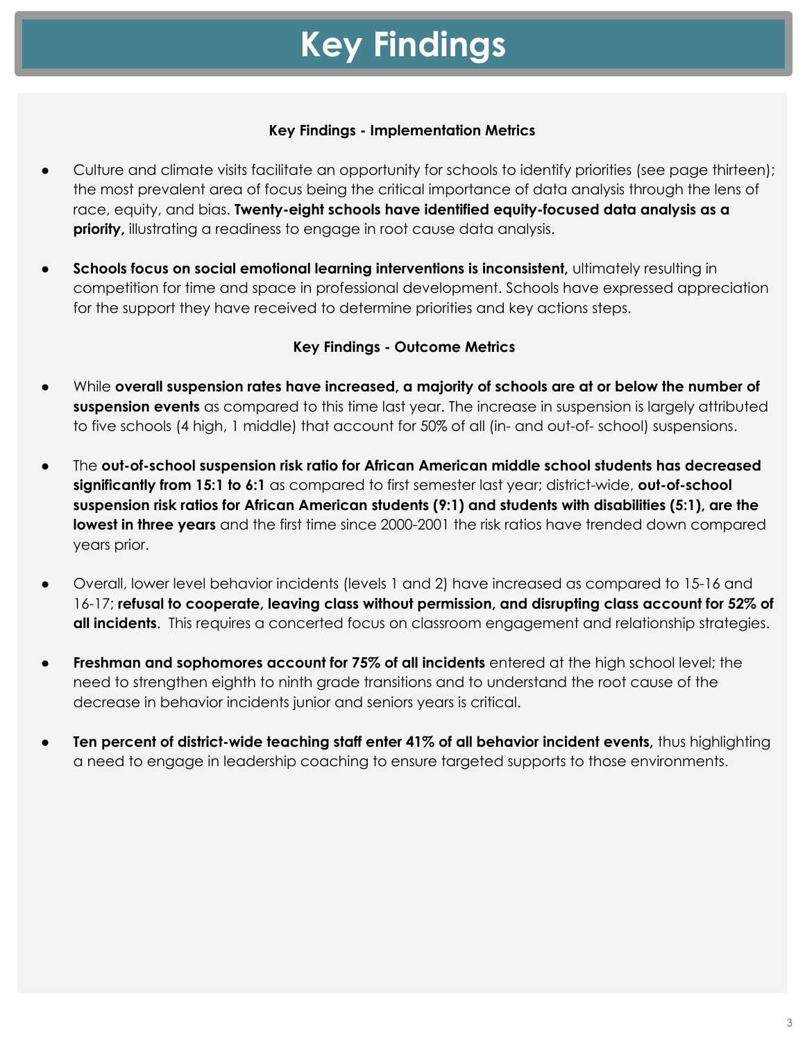# Key Findings

### Key Findings - Implementation Metrics

- Culture and climate visits facilitate an opportunity for schools to identify priorities (see page thirteen); the most prevalent area of focus being the critical importance of data analysis through the lens of race, equity, and bias. **Twenty-eight schools have identified equity-focused data analysis as a priority,** illustrating a readiness to engage in root cause data analysis.
- **Schools focus on social emotional learning interventions is inconsistent,** ultimately resulting in competition for time and space in professional development. Schools have expressed appreciation for the support they have received to determine priorities and key actions steps.

### Key Findings - Outcome Metrics

- While **overall suspension rates have increased, a majority of schools are at or below the number of suspension events** as compared to this time last year. The increase in suspension is largely attributed to five schools (4 high, 1 middle) that account for 50% of all (in- and out-of- school) suspensions.
- The **out-of-school suspension risk ratio for African American middle school students has decreased significantly from 15:1 to 6:1** as compared to first semester last year; district-wide, **out-of-school suspension risk ratios for African American students (9:1) and students with disabilities (5:1), are the lowest in three years** and the first time since 2000-2001 the risk ratios have trended down compared years prior.
- Overall, lower level behavior incidents (levels 1 and 2) have increased as compared to 15-16 and 16-17; **refusal to cooperate, leaving class without permission, and disrupting class account for 52% of all incidents**. This requires a concerted focus on classroom engagement and relationship strategies.
- **Freshman and sophomores account for 75% of all incidents** entered at the high school level; the need to strengthen eighth to ninth grade transitions and to understand the root cause of the decrease in behavior incidents junior and seniors years is critical.
- **Ten percent of district-wide teaching staff enter 41% of all behavior incident events,** thus highlighting a need to engage in leadership coaching to ensure targeted supports to those environments.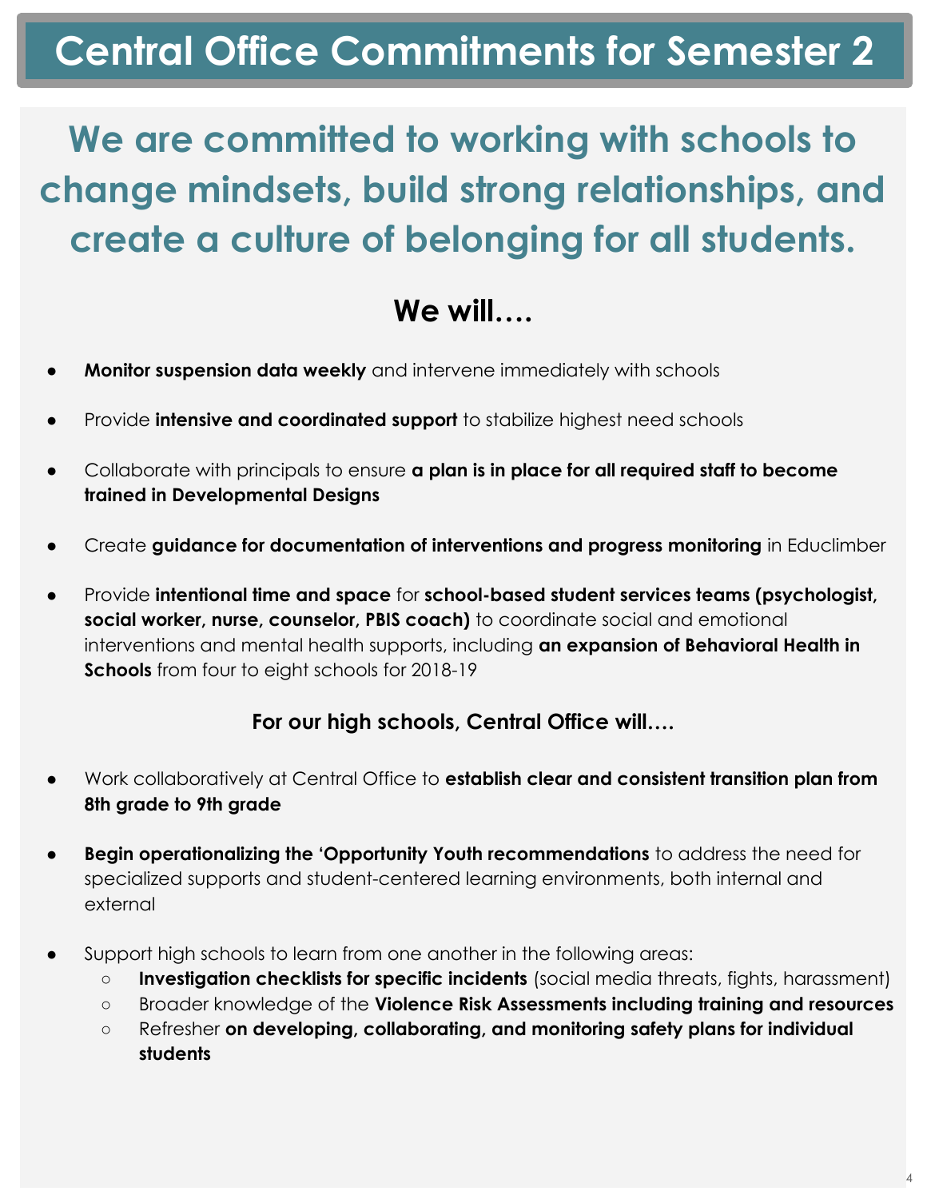# Central Office Commitments for Semester 2

## We are committed to working with schools to change mindsets, build strong relationships, and create a culture of belonging for all students.

### We will….

- **Monitor suspension data weekly** and intervene immediately with schools
- Provide **intensive and coordinated support** to stabilize highest need schools
- Collaborate with principals to ensure **a plan is in place for all required staff to become trained in Developmental Designs**
- Create **guidance for documentation of interventions and progress monitoring** in Educlimber
- Provide **intentional time and space** for **school-based student services teams (psychologist, social worker, nurse, counselor, PBIS coach)** to coordinate social and emotional interventions and mental health supports, including **an expansion of Behavioral Health in Schools** from four to eight schools for 2018-19

**For our high schools, Central Office will….**

- Work collaboratively at Central Office to **establish clear and consistent transition plan from 8th grade to 9th grade**
- **Begin operationalizing the 'Opportunity Youth recommendations** to address the need for specialized supports and student-centered learning environments, both internal and external
- Support high schools to learn from one another in the following areas:
  - **Investigation checklists for specific incidents** (social media threats, fights, harassment)
  - Broader knowledge of the **Violence Risk Assessments including training and resources**
  - Refresher **on developing, collaborating, and monitoring safety plans for individual students**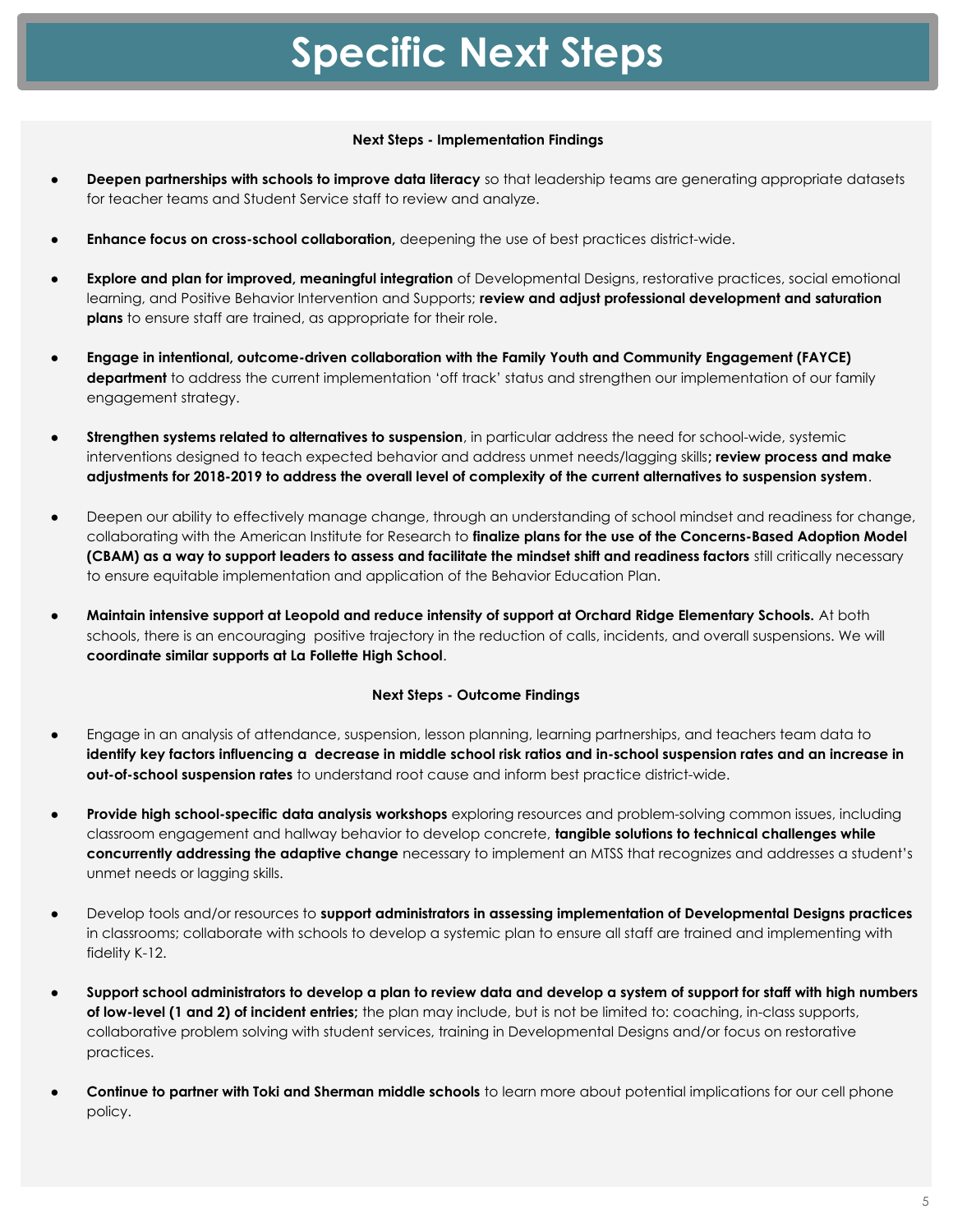# Specific Next Steps

**Next Steps - Implementation Findings**

- **Deepen partnerships with schools to improve data literacy** so that leadership teams are generating appropriate datasets for teacher teams and Student Service staff to review and analyze.
- **Enhance focus on cross-school collaboration,** deepening the use of best practices district-wide.
- **Explore and plan for improved, meaningful integration** of Developmental Designs, restorative practices, social emotional learning, and Positive Behavior Intervention and Supports; **review and adjust professional development and saturation plans** to ensure staff are trained, as appropriate for their role.
- **Engage in intentional, outcome-driven collaboration with the Family Youth and Community Engagement (FAYCE) department** to address the current implementation 'off track' status and strengthen our implementation of our family engagement strategy.
- **Strengthen systems related to alternatives to suspension**, in particular address the need for school-wide, systemic interventions designed to teach expected behavior and address unmet needs/lagging skills**; review process and make adjustments for 2018-2019 to address the overall level of complexity of the current alternatives to suspension system**.
- Deepen our ability to effectively manage change, through an understanding of school mindset and readiness for change, collaborating with the American Institute for Research to **finalize plans for the use of the Concerns-Based Adoption Model (CBAM) as a way to support leaders to assess and facilitate the mindset shift and readiness factors** still critically necessary to ensure equitable implementation and application of the Behavior Education Plan.
- **Maintain intensive support at Leopold and reduce intensity of support at Orchard Ridge Elementary Schools.** At both schools, there is an encouraging positive trajectory in the reduction of calls, incidents, and overall suspensions. We will **coordinate similar supports at La Follette High School**.

**Next Steps - Outcome Findings**

- Engage in an analysis of attendance, suspension, lesson planning, learning partnerships, and teachers team data to **identify key factors influencing a decrease in middle school risk ratios and in-school suspension rates and an increase in out-of-school suspension rates** to understand root cause and inform best practice district-wide.
- **Provide high school-specific data analysis workshops** exploring resources and problem-solving common issues, including classroom engagement and hallway behavior to develop concrete, **tangible solutions to technical challenges while concurrently addressing the adaptive change** necessary to implement an MTSS that recognizes and addresses a student's unmet needs or lagging skills.
- Develop tools and/or resources to **support administrators in assessing implementation of Developmental Designs practices** in classrooms; collaborate with schools to develop a systemic plan to ensure all staff are trained and implementing with fidelity K-12.
- **Support school administrators to develop a plan to review data and develop a system of support for staff with high numbers of low-level (1 and 2) of incident entries;** the plan may include, but is not be limited to: coaching, in-class supports, collaborative problem solving with student services, training in Developmental Designs and/or focus on restorative practices.
- **Continue to partner with Toki and Sherman middle schools** to learn more about potential implications for our cell phone policy.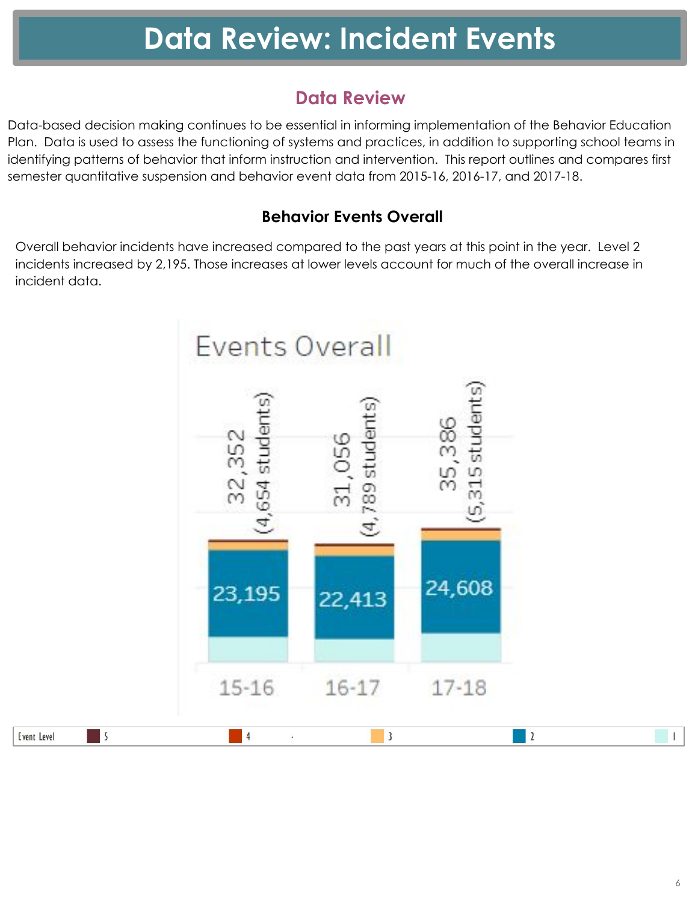# Data Review: Incident Events

## Data Review

Data-based decision making continues to be essential in informing implementation of the Behavior Education Plan. Data is used to assess the functioning of systems and practices, in addition to supporting school teams in identifying patterns of behavior that inform instruction and intervention. This report outlines and compares first semester quantitative suspension and behavior event data from 2015-16, 2016-17, and 2017-18.

### Behavior Events Overall

Overall behavior incidents have increased compared to the past years at this point in the year. Level 2 incidents increased by 2,195. Those increases at lower levels account for much of the overall increase in incident data.

**Events Overall**

| Year | Total Events | Students | Level 2 Events |
|---|---|---|---|
| 15-16 | 32,352 | 4,654 students | 23,195 |
| 16-17 | 31,056 | 4,789 students | 22,413 |
| 17-18 | 35,386 | 5,315 students | 24,608 |

Event Level: 5, 4, 3, 2, 1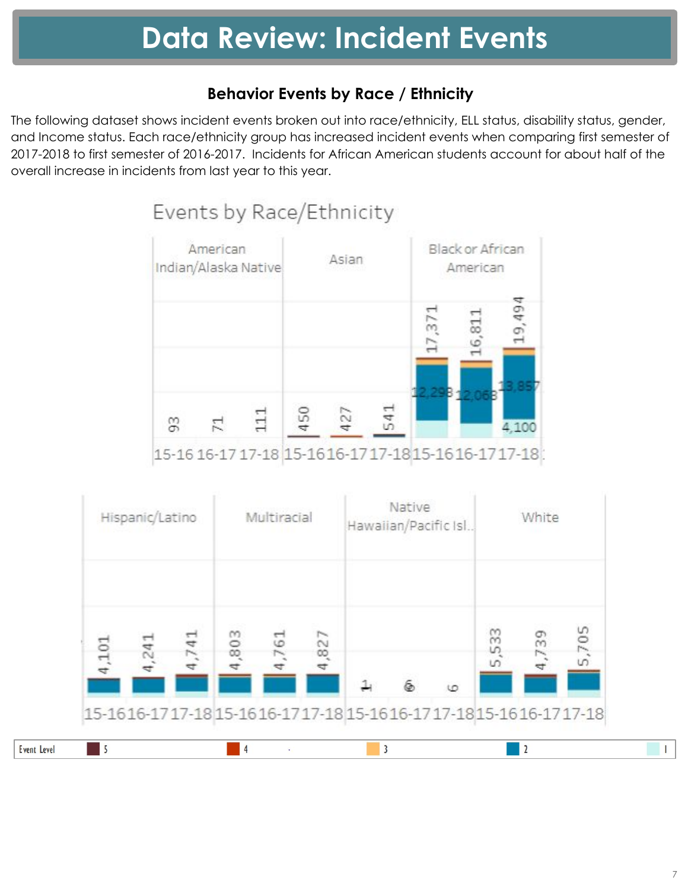# Data Review: Incident Events

### Behavior Events by Race / Ethnicity

The following dataset shows incident events broken out into race/ethnicity, ELL status, disability status, gender, and Income status. Each race/ethnicity group has increased incident events when comparing first semester of 2017-2018 to first semester of 2016-2017. Incidents for African American students account for about half of the overall increase in incidents from last year to this year.

**Events by Race/Ethnicity**

| Race/Ethnicity | 15-16 | 16-17 | 17-18 |
|---|---|---|---|
| American Indian/Alaska Native | 93 | 71 | 111 |
| Asian | 450 | 427 | 541 |
| Black or African American | 17,371 | 16,811 | 19,494 |
| Hispanic/Latino | 4,101 | 4,241 | 4,741 |
| Multiracial | 4,803 | 4,761 | 4,827 |
| Native Hawaiian/Pacific Isl.. | 1 | 6 | 6 |
| White | 5,533 | 4,739 | 5,705 |

Black or African American, Event Level 2: 12,298 (15-16), 12,068 (16-17), 13,857 (17-18); Event Level 1: 4,100 (17-18)

Event Level: 5, 4, 3, 2, 1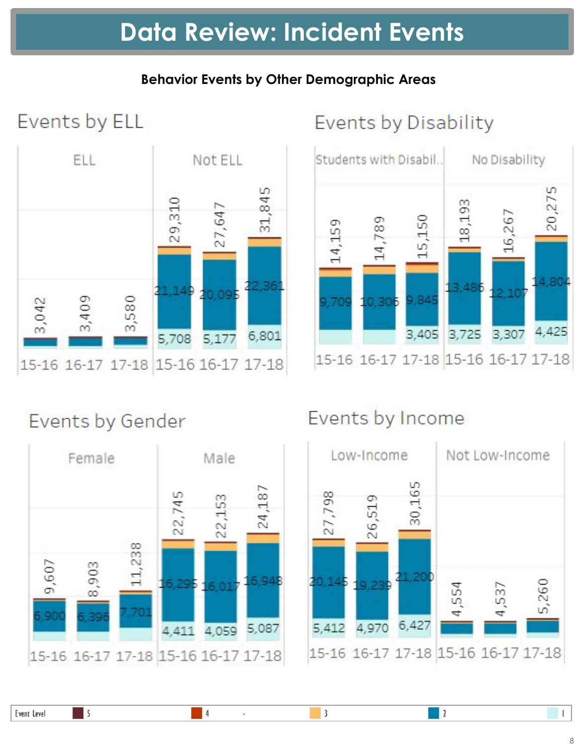# Data Review: Incident Events

**Behavior Events by Other Demographic Areas**

## Events by ELL

| | ELL | | | Not ELL | | |
|---|---|---|---|---|---|---|
| | 15-16 | 16-17 | 17-18 | 15-16 | 16-17 | 17-18 |
| Total | 3,042 | 3,409 | 3,580 | 29,310 | 27,647 | 31,845 |
| Level 2 | | | | 21,149 | 20,095 | 22,361 |
| Level 1 | | | | 5,708 | 5,177 | 6,801 |

## Events by Disability

| | Students with Disabil.. | | | No Disability | | |
|---|---|---|---|---|---|---|
| | 15-16 | 16-17 | 17-18 | 15-16 | 16-17 | 17-18 |
| Total | 14,159 | 14,789 | 15,150 | 18,193 | 16,267 | 20,275 |
| Level 2 | 9,709 | 10,306 | 9,845 | 13,486 | 12,107 | 14,804 |
| Level 1 | | | 3,405 | 3,725 | 3,307 | 4,425 |

## Events by Gender

| | Female | | | Male | | |
|---|---|---|---|---|---|---|
| | 15-16 | 16-17 | 17-18 | 15-16 | 16-17 | 17-18 |
| Total | 9,607 | 8,903 | 11,238 | 22,745 | 22,153 | 24,187 |
| Level 2 | 6,900 | 6,396 | 7,701 | 16,295 | 16,017 | 16,948 |
| Level 1 | | | | 4,411 | 4,059 | 5,087 |

## Events by Income

| | Low-Income | | | Not Low-Income | | |
|---|---|---|---|---|---|---|
| | 15-16 | 16-17 | 17-18 | 15-16 | 16-17 | 17-18 |
| Total | 27,798 | 26,519 | 30,165 | 4,554 | 4,537 | 5,260 |
| Level 2 | 20,145 | 19,239 | 21,200 | | | |
| Level 1 | 5,412 | 4,970 | 6,427 | | | |

Event Level: 5, 4, 3, 2, 1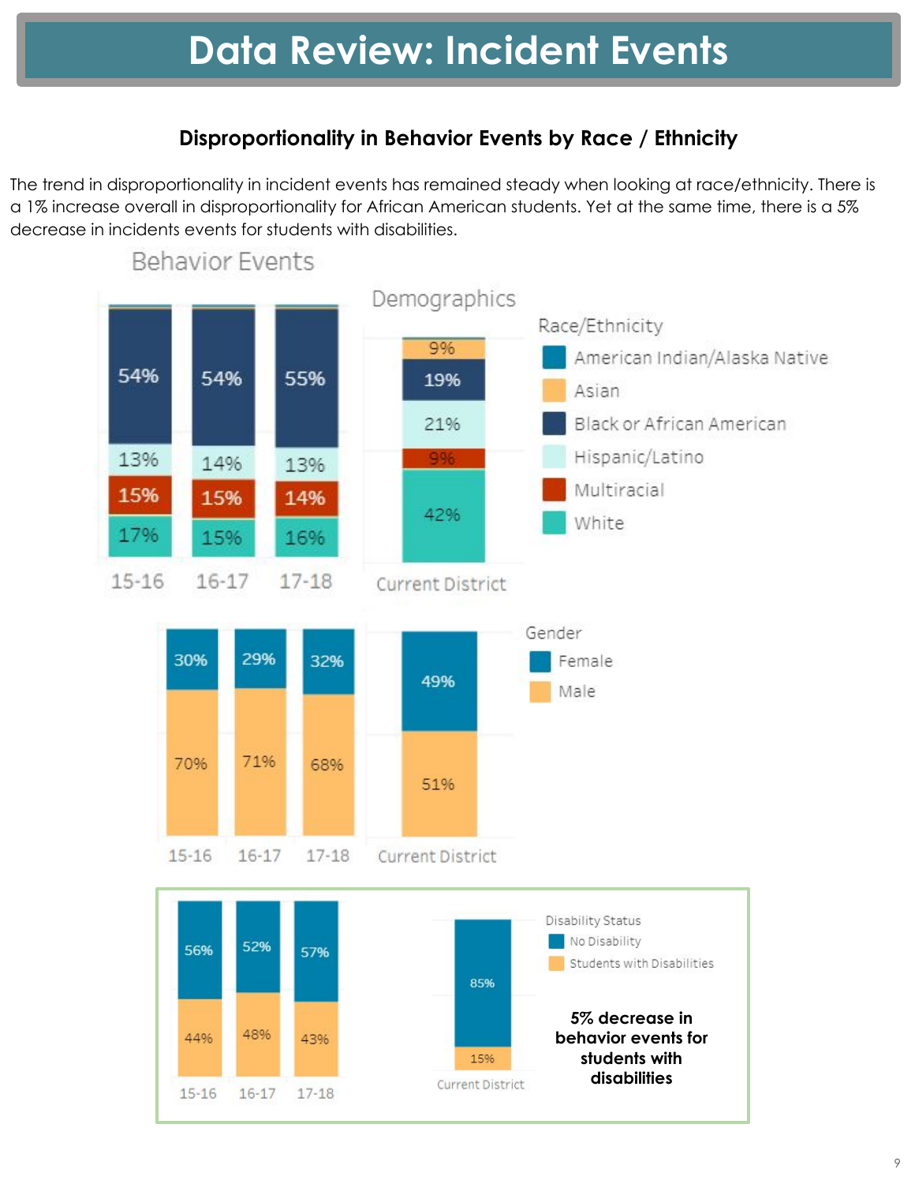# Data Review: Incident Events

### Disproportionality in Behavior Events by Race / Ethnicity

The trend in disproportionality in incident events has remained steady when looking at race/ethnicity. There is a 1% increase overall in disproportionality for African American students. Yet at the same time, there is a 5% decrease in incidents events for students with disabilities.

**Behavior Events** / **Demographics**

Race/Ethnicity

| Race/Ethnicity | 15-16 | 16-17 | 17-18 | Current District |
|---|---|---|---|---|
| American Indian/Alaska Native | | | | |
| Asian | | | | 9% |
| Black or African American | 54% | 54% | 55% | 19% |
| Hispanic/Latino | 13% | 14% | 13% | 21% |
| Multiracial | 15% | 15% | 14% | 9% |
| White | 17% | 15% | 16% | 42% |

Gender

| Gender | 15-16 | 16-17 | 17-18 | Current District |
|---|---|---|---|---|
| Female | 30% | 29% | 32% | 49% |
| Male | 70% | 71% | 68% | 51% |

Disability Status

| Disability Status | 15-16 | 16-17 | 17-18 | Current District |
|---|---|---|---|---|
| No Disability | 56% | 52% | 57% | 85% |
| Students with Disabilities | 44% | 48% | 43% | 15% |

**5% decrease in behavior events for students with disabilities**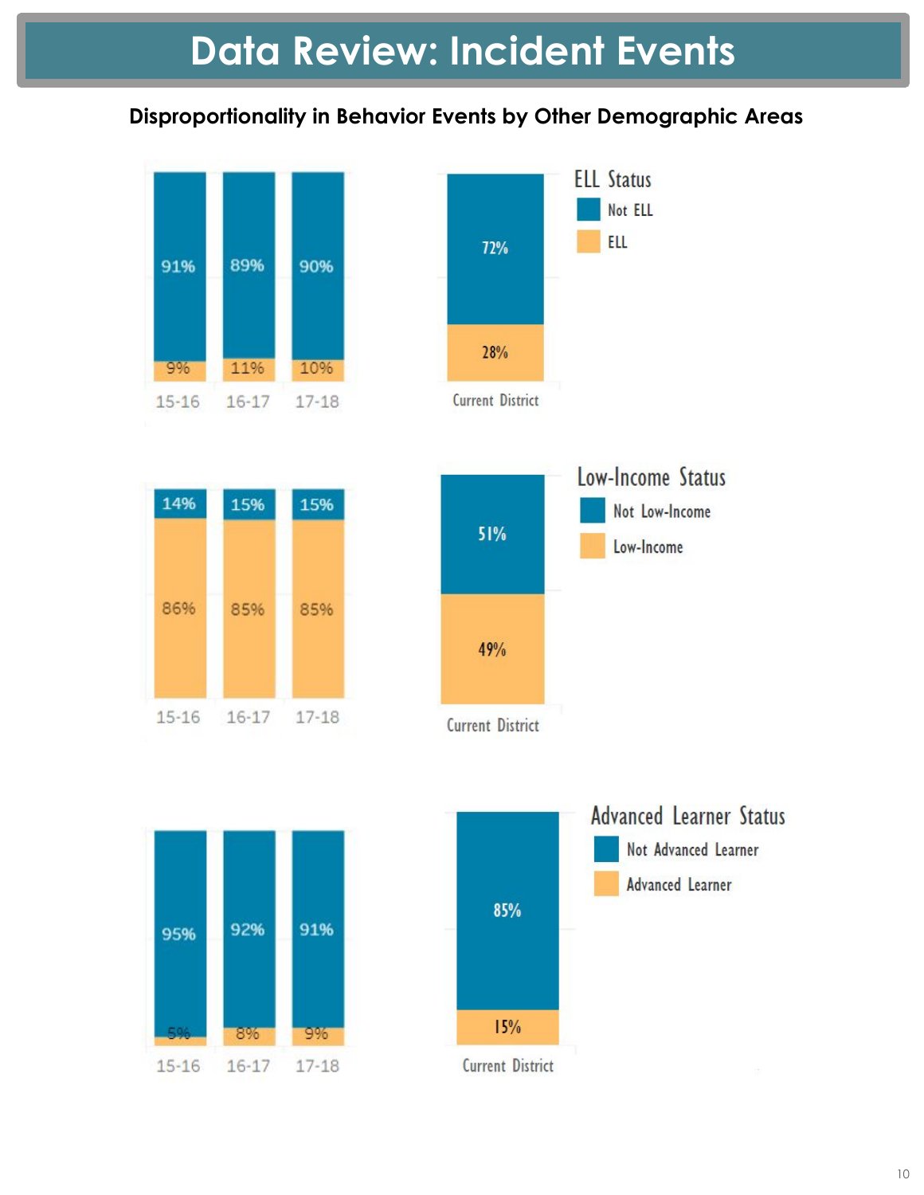# Data Review: Incident Events

**Disproportionality in Behavior Events by Other Demographic Areas**

**ELL Status**

| | 15-16 | 16-17 | 17-18 | Current District |
|---|---|---|---|---|
| Not ELL | 91% | 89% | 90% | 72% |
| ELL | 9% | 11% | 10% | 28% |

**Low-Income Status**

| | 15-16 | 16-17 | 17-18 | Current District |
|---|---|---|---|---|
| Not Low-Income | 14% | 15% | 15% | 51% |
| Low-Income | 86% | 85% | 85% | 49% |

**Advanced Learner Status**

| | 15-16 | 16-17 | 17-18 | Current District |
|---|---|---|---|---|
| Not Advanced Learner | 95% | 92% | 91% | 85% |
| Advanced Learner | 5% | 8% | 9% | 15% |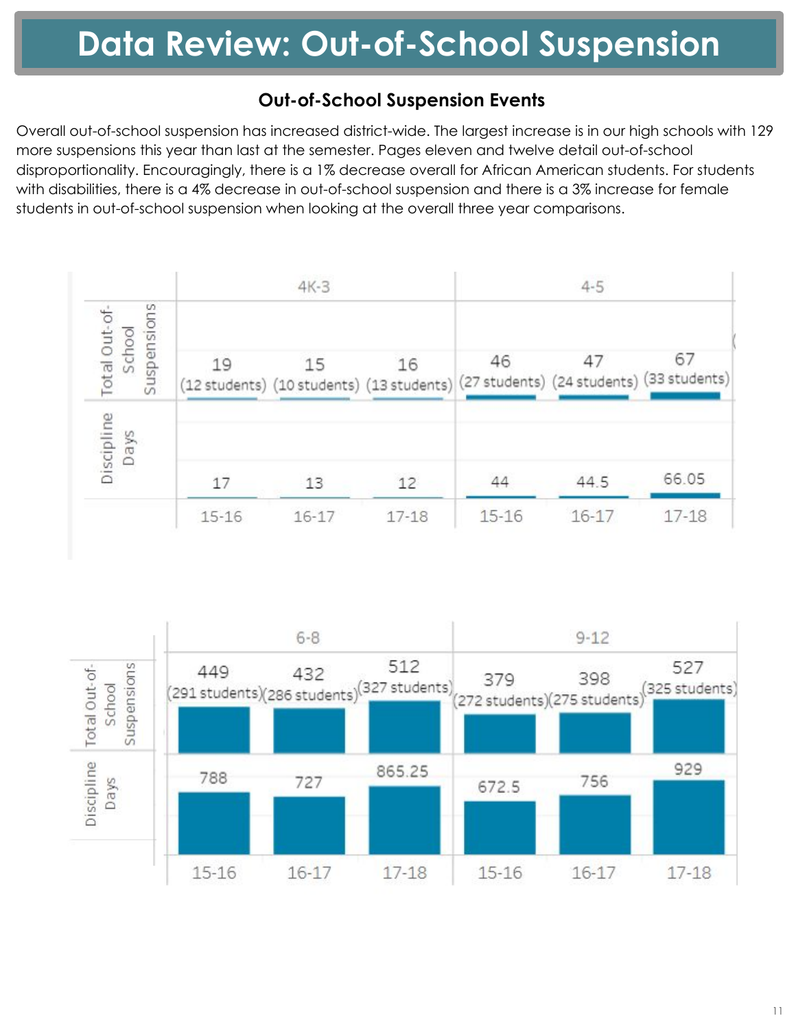# Data Review: Out-of-School Suspension

### Out-of-School Suspension Events

Overall out-of-school suspension has increased district-wide. The largest increase is in our high schools with 129 more suspensions this year than last at the semester. Pages eleven and twelve detail out-of-school disproportionality. Encouragingly, there is a 1% decrease overall for African American students. For students with disabilities, there is a 4% decrease in out-of-school suspension and there is a 3% increase for female students in out-of-school suspension when looking at the overall three year comparisons.

| | 4K-3 | | | 4-5 | | |
|---|---|---|---|---|---|---|
| | 15-16 | 16-17 | 17-18 | 15-16 | 16-17 | 17-18 |
| Total Out-of-School Suspensions | 19 (12 students) | 15 (10 students) | 16 (13 students) | 46 (27 students) | 47 (24 students) | 67 (33 students) |
| Discipline Days | 17 | 13 | 12 | 44 | 44.5 | 66.05 |

| | 6-8 | | | 9-12 | | |
|---|---|---|---|---|---|---|
| | 15-16 | 16-17 | 17-18 | 15-16 | 16-17 | 17-18 |
| Total Out-of-School Suspensions | 449 (291 students) | 432 (286 students) | 512 (327 students) | 379 (272 students) | 398 (275 students) | 527 (325 students) |
| Discipline Days | 788 | 727 | 865.25 | 672.5 | 756 | 929 |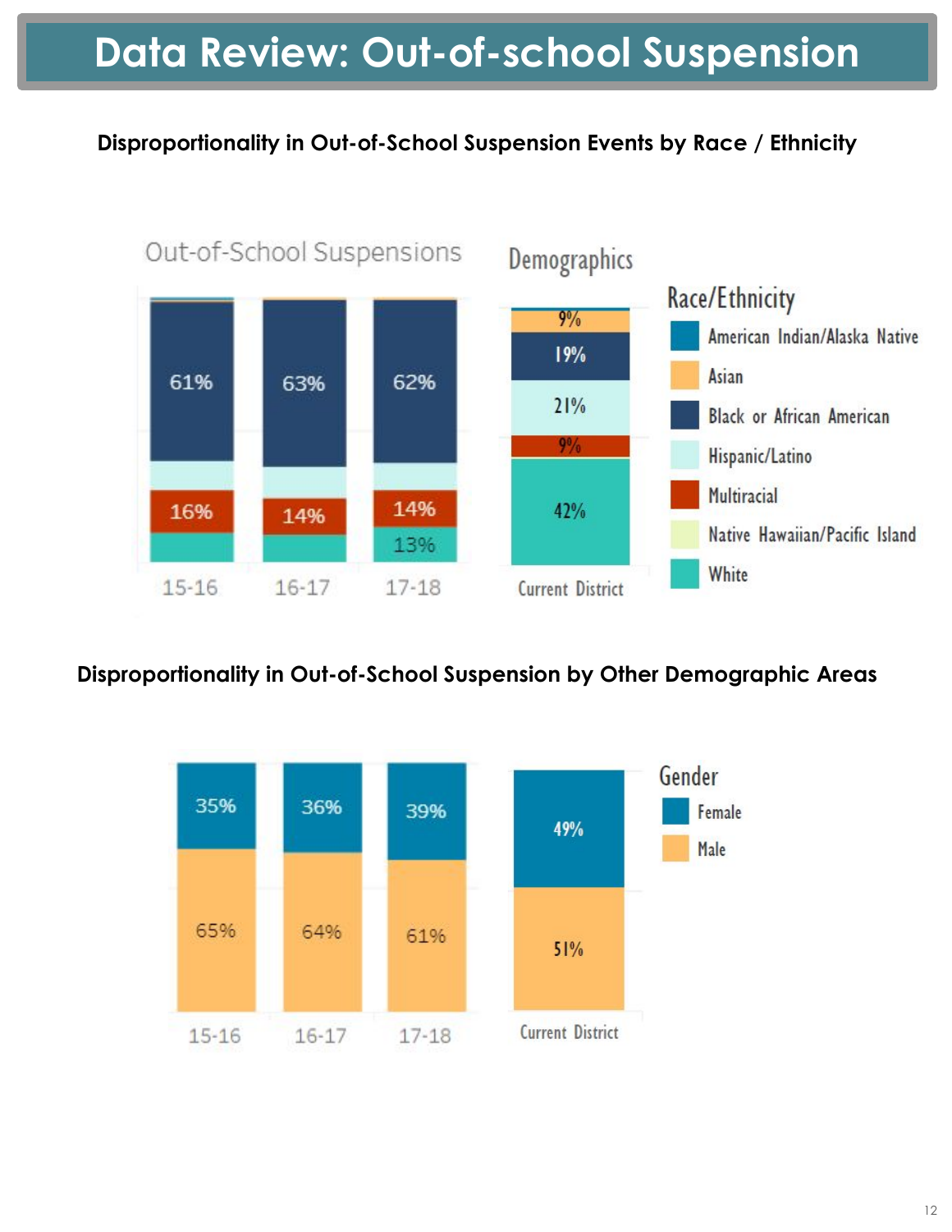# Data Review: Out-of-school Suspension

**Disproportionality in Out-of-School Suspension Events by Race / Ethnicity**

Out-of-School Suspensions

| Race/Ethnicity | 15-16 | 16-17 | 17-18 |
|---|---|---|---|
| Black or African American | 61% | 63% | 62% |
| Multiracial | 16% | 14% | 14% |
| White | | | 13% |

Demographics

| Race/Ethnicity | Current District |
|---|---|
| Asian | 9% |
| Black or African American | 19% |
| Hispanic/Latino | 21% |
| Multiracial | 9% |
| White | 42% |

Race/Ethnicity: American Indian/Alaska Native, Asian, Black or African American, Hispanic/Latino, Multiracial, Native Hawaiian/Pacific Island, White

**Disproportionality in Out-of-School Suspension by Other Demographic Areas**

| Gender | 15-16 | 16-17 | 17-18 | Current District |
|---|---|---|---|---|
| Female | 35% | 36% | 39% | 49% |
| Male | 65% | 64% | 61% | 51% |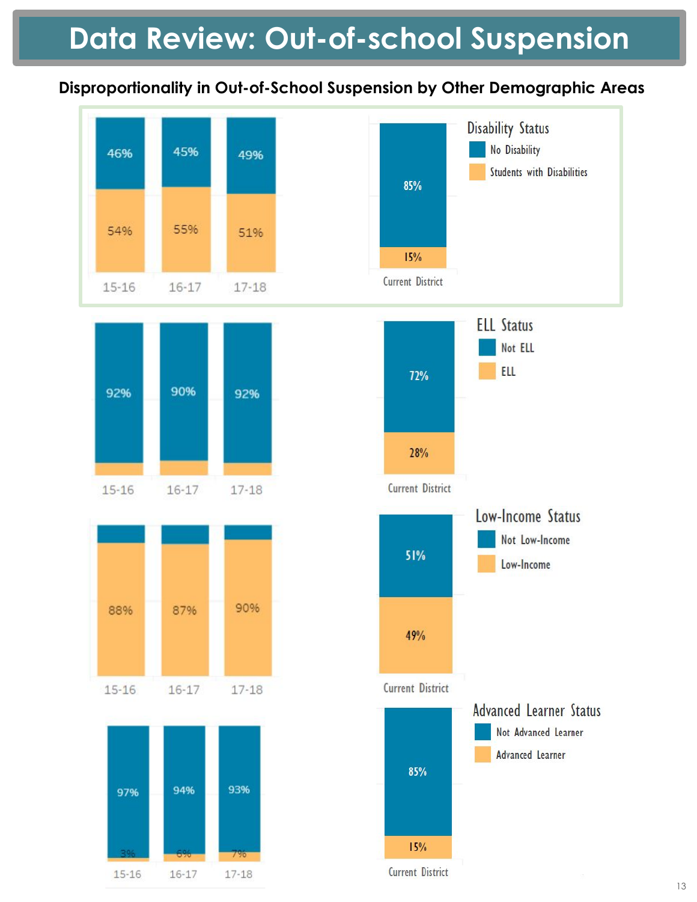# Data Review: Out-of-school Suspension

**Disproportionality in Out-of-School Suspension by Other Demographic Areas**

**Disability Status**

| | 15-16 | 16-17 | 17-18 | Current District |
|---|---|---|---|---|
| No Disability | 46% | 45% | 49% | 85% |
| Students with Disabilities | 54% | 55% | 51% | 15% |

**ELL Status**

| | 15-16 | 16-17 | 17-18 | Current District |
|---|---|---|---|---|
| Not ELL | 92% | 90% | 92% | 72% |
| ELL | | | | 28% |

**Low-Income Status**

| | 15-16 | 16-17 | 17-18 | Current District |
|---|---|---|---|---|
| Not Low-Income | | | | 51% |
| Low-Income | 88% | 87% | 90% | 49% |

**Advanced Learner Status**

| | 15-16 | 16-17 | 17-18 | Current District |
|---|---|---|---|---|
| Not Advanced Learner | 97% | 94% | 93% | 85% |
| Advanced Learner | 3% | 6% | 7% | 15% |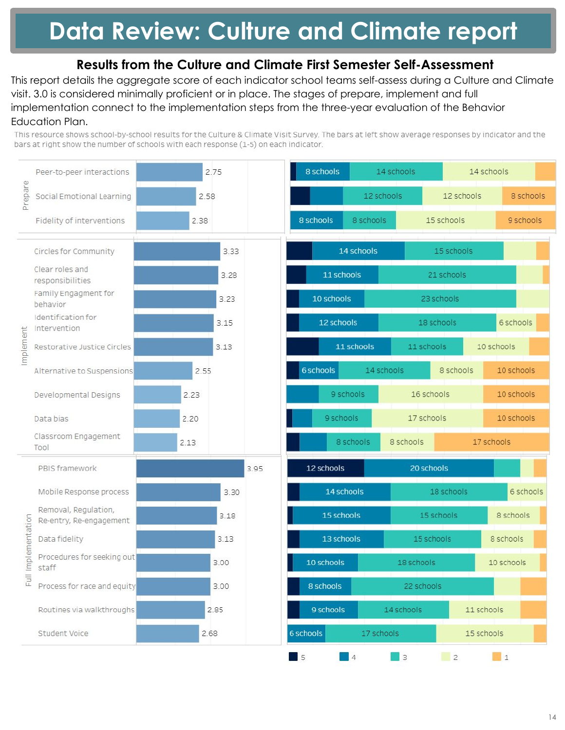# Data Review: Culture and Climate report

## Results from the Culture and Climate First Semester Self-Assessment

This report details the aggregate score of each indicator school teams self-assess during a Culture and Climate visit. 3.0 is considered minimally proficient or in place. The stages of prepare, implement and full implementation connect to the implementation steps from the three-year evaluation of the Behavior Education Plan.

This resource shows school-by-school results for the Culture & Climate Visit Survey. The bars at left show average responses by indicator and the bars at right show the number of schools with each response (1-5) on each indicator.

| Stage | Indicator | Average | 5 | 4 | 3 | 2 | 1 |
|---|---|---|---|---|---|---|---|
| Prepare | Peer-to-peer interactions | 2.75 | | 8 schools | 14 schools | 14 schools | |
| Prepare | Social Emotional Learning | 2.58 | | | 12 schools | 12 schools | 8 schools |
| Prepare | Fidelity of interventions | 2.38 | | 8 schools | 8 schools | 15 schools | 9 schools |
| Implement | Circles for Community | 3.33 | | 14 schools | 15 schools | | |
| Implement | Clear roles and responsibilities | 3.28 | | 11 schools | 21 schools | | |
| Implement | Family Engagment for behavior | 3.23 | | 10 schools | 23 schools | | |
| Implement | Identification for Intervention | 3.15 | | 12 schools | 18 schools | 6 schools | |
| Implement | Restorative Justice Circles | 3.13 | | 11 schools | 11 schools | 10 schools | |
| Implement | Alternative to Suspensions | 2.55 | | 6 schools | 14 schools | 8 schools | 10 schools |
| Implement | Developmental Designs | 2.23 | | | 9 schools | 16 schools | 10 schools |
| Implement | Data bias | 2.20 | | | 9 schools | 17 schools | 10 schools |
| Implement | Classroom Engagement Tool | 2.13 | | | 8 schools | 8 schools | 17 schools |
| Full Implementation | PBIS framework | 3.95 | 12 schools | 20 schools | | | |
| Full Implementation | Mobile Response process | 3.30 | | 14 schools | 18 schools | 6 schools | |
| Full Implementation | Removal, Regulation, Re-entry, Re-engagement | 3.18 | | 15 schools | 15 schools | 8 schools | |
| Full Implementation | Data fidelity | 3.13 | | 13 schools | 15 schools | 8 schools | |
| Full Implementation | Procedures for seeking out staff | 3.00 | | 10 schools | 18 schools | 10 schools | |
| Full Implementation | Process for race and equity | 3.00 | | 8 schools | 22 schools | | |
| Full Implementation | Routines via walkthroughs | 2.85 | | 9 schools | 14 schools | 11 schools | |
| Full Implementation | Student Voice | 2.68 | | 6 schools | 17 schools | 15 schools | |

Legend: 5, 4, 3, 2, 1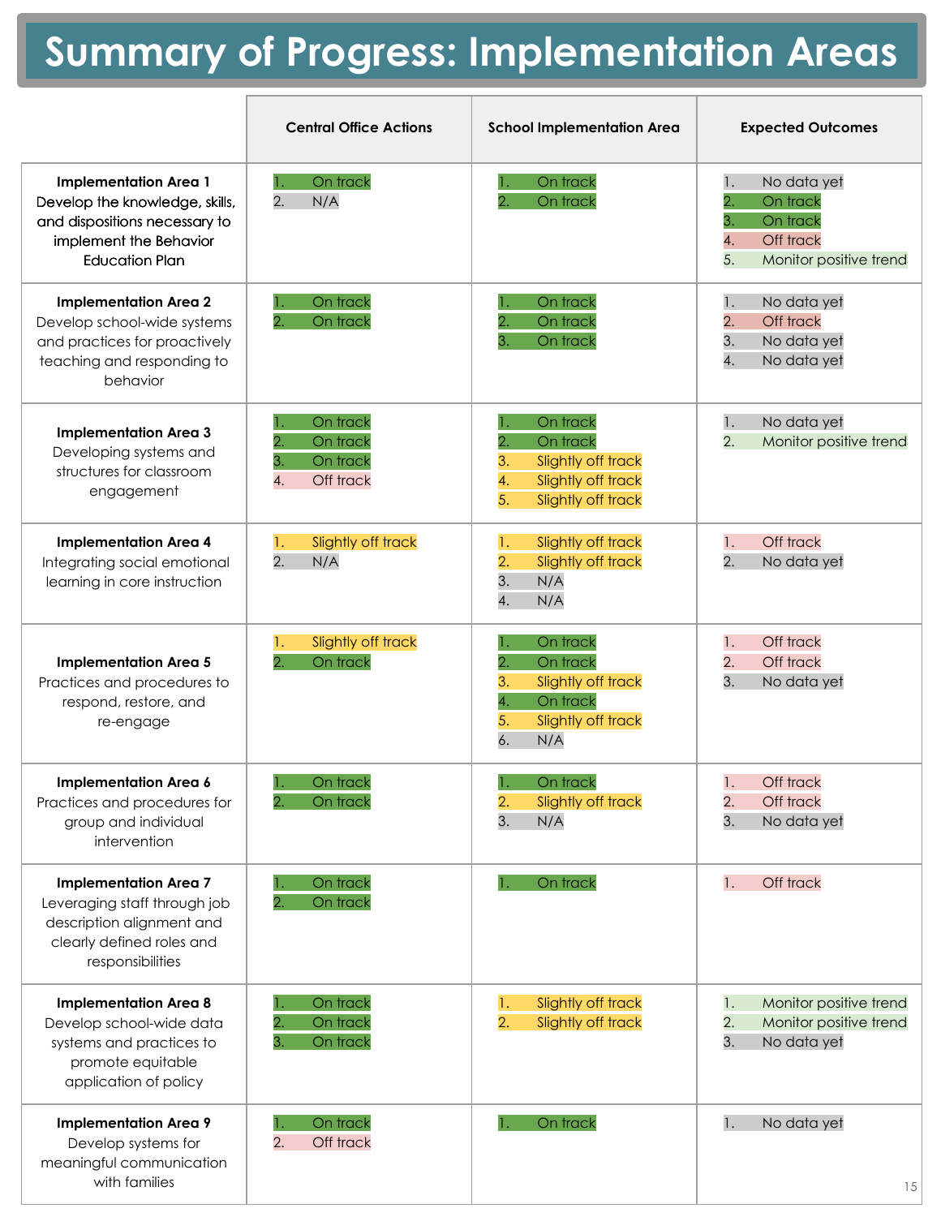# Summary of Progress: Implementation Areas

| | Central Office Actions | School Implementation Area | Expected Outcomes |
|---|---|---|---|
| **Implementation Area 1** Develop the knowledge, skills, and dispositions necessary to implement the Behavior Education Plan | 1. On track<br>2. N/A | 1. On track<br>2. On track | 1. No data yet<br>2. On track<br>3. On track<br>4. Off track<br>5. Monitor positive trend |
| **Implementation Area 2** Develop school-wide systems and practices for proactively teaching and responding to behavior | 1. On track<br>2. On track | 1. On track<br>2. On track<br>3. On track | 1. No data yet<br>2. Off track<br>3. No data yet<br>4. No data yet |
| **Implementation Area 3** Developing systems and structures for classroom engagement | 1. On track<br>2. On track<br>3. On track<br>4. Off track | 1. On track<br>2. On track<br>3. Slightly off track<br>4. Slightly off track<br>5. Slightly off track | 1. No data yet<br>2. Monitor positive trend |
| **Implementation Area 4** Integrating social emotional learning in core instruction | 1. Slightly off track<br>2. N/A | 1. Slightly off track<br>2. Slightly off track<br>3. N/A<br>4. N/A | 1. Off track<br>2. No data yet |
| **Implementation Area 5** Practices and procedures to respond, restore, and re-engage | 1. Slightly off track<br>2. On track | 1. On track<br>2. On track<br>3. Slightly off track<br>4. On track<br>5. Slightly off track<br>6. N/A | 1. Off track<br>2. Off track<br>3. No data yet |
| **Implementation Area 6** Practices and procedures for group and individual intervention | 1. On track<br>2. On track | 1. On track<br>2. Slightly off track<br>3. N/A | 1. Off track<br>2. Off track<br>3. No data yet |
| **Implementation Area 7** Leveraging staff through job description alignment and clearly defined roles and responsibilities | 1. On track<br>2. On track | 1. On track | 1. Off track |
| **Implementation Area 8** Develop school-wide data systems and practices to promote equitable application of policy | 1. On track<br>2. On track<br>3. On track | 1. Slightly off track<br>2. Slightly off track | 1. Monitor positive trend<br>2. Monitor positive trend<br>3. No data yet |
| **Implementation Area 9** Develop systems for meaningful communication with families | 1. On track<br>2. Off track | 1. On track | 1. No data yet |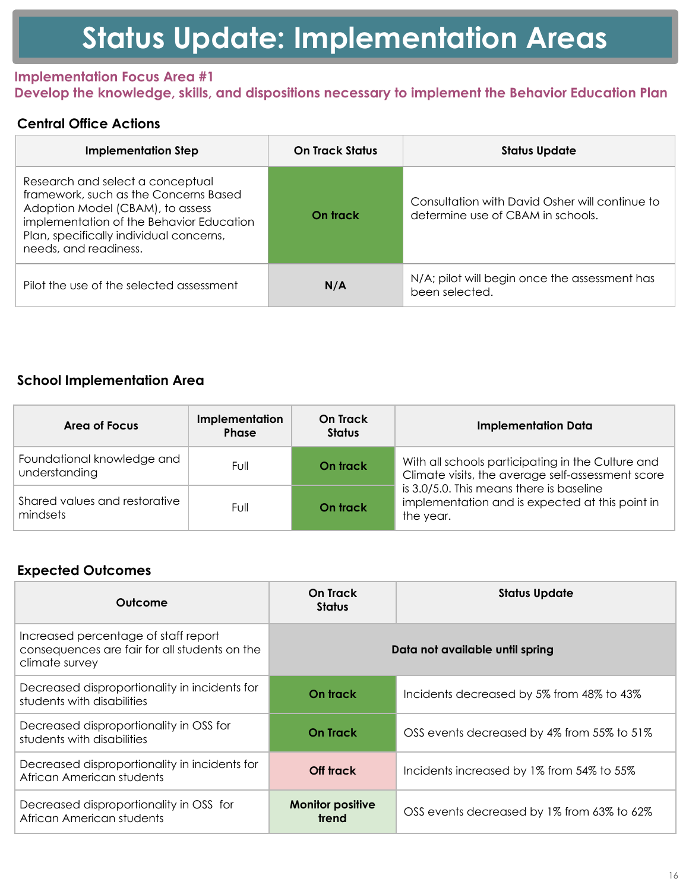# Status Update: Implementation Areas

**Implementation Focus Area #1**
**Develop the knowledge, skills, and dispositions necessary to implement the Behavior Education Plan**

### Central Office Actions

| Implementation Step | On Track Status | Status Update |
|---|---|---|
| Research and select a conceptual framework, such as the Concerns Based Adoption Model (CBAM), to assess implementation of the Behavior Education Plan, specifically individual concerns, needs, and readiness. | On track | Consultation with David Osher will continue to determine use of CBAM in schools. |
| Pilot the use of the selected assessment | N/A | N/A; pilot will begin once the assessment has been selected. |

### School Implementation Area

| Area of Focus | Implementation Phase | On Track Status | Implementation Data |
|---|---|---|---|
| Foundational knowledge and understanding | Full | On track | With all schools participating in the Culture and Climate visits, the average self-assessment score is 3.0/5.0. This means there is baseline implementation and is expected at this point in the year. |
| Shared values and restorative mindsets | Full | On track | |

### Expected Outcomes

| Outcome | On Track Status | Status Update |
|---|---|---|
| Increased percentage of staff report consequences are fair for all students on the climate survey | Data not available until spring | |
| Decreased disproportionality in incidents for students with disabilities | On track | Incidents decreased by 5% from 48% to 43% |
| Decreased disproportionality in OSS for students with disabilities | On Track | OSS events decreased by 4% from 55% to 51% |
| Decreased disproportionality in incidents for African American students | Off track | Incidents increased by 1% from 54% to 55% |
| Decreased disproportionality in OSS for African American students | Monitor positive trend | OSS events decreased by 1% from 63% to 62% |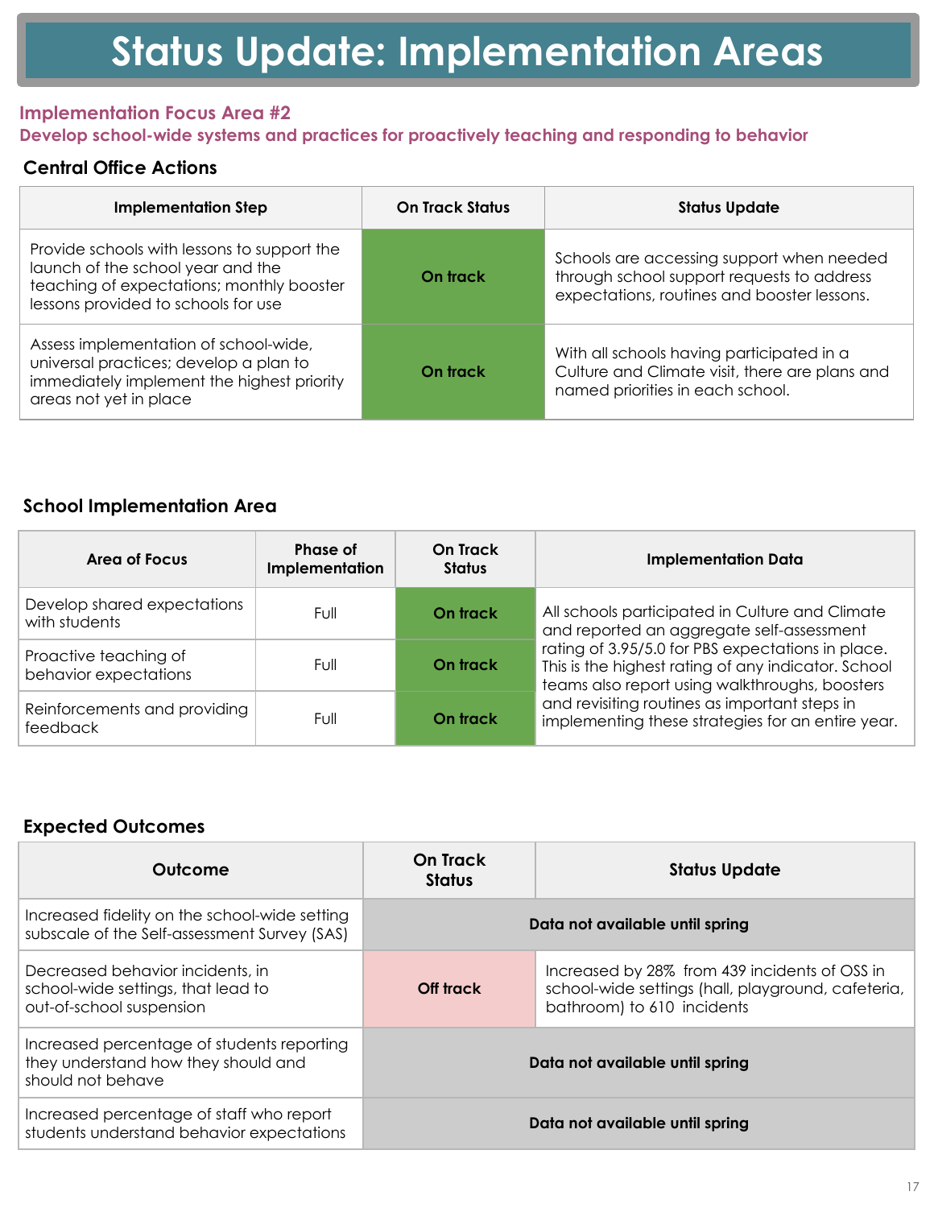# Status Update: Implementation Areas

## Implementation Focus Area #2

**Develop school-wide systems and practices for proactively teaching and responding to behavior**

### Central Office Actions

| Implementation Step | On Track Status | Status Update |
|---|---|---|
| Provide schools with lessons to support the launch of the school year and the teaching of expectations; monthly booster lessons provided to schools for use | On track | Schools are accessing support when needed through school support requests to address expectations, routines and booster lessons. |
| Assess implementation of school-wide, universal practices; develop a plan to immediately implement the highest priority areas not yet in place | On track | With all schools having participated in a Culture and Climate visit, there are plans and named priorities in each school. |

### School Implementation Area

| Area of Focus | Phase of Implementation | On Track Status | Implementation Data |
|---|---|---|---|
| Develop shared expectations with students | Full | On track | All schools participated in Culture and Climate and reported an aggregate self-assessment rating of 3.95/5.0 for PBS expectations in place. This is the highest rating of any indicator. School teams also report using walkthroughs, boosters and revisiting routines as important steps in implementing these strategies for an entire year. |
| Proactive teaching of behavior expectations | Full | On track | |
| Reinforcements and providing feedback | Full | On track | |

### Expected Outcomes

| Outcome | On Track Status | Status Update |
|---|---|---|
| Increased fidelity on the school-wide setting subscale of the Self-assessment Survey (SAS) | Data not available until spring | |
| Decreased behavior incidents, in school-wide settings, that lead to out-of-school suspension | Off track | Increased by 28% from 439 incidents of OSS in school-wide settings (hall, playground, cafeteria, bathroom) to 610 incidents |
| Increased percentage of students reporting they understand how they should and should not behave | Data not available until spring | |
| Increased percentage of staff who report students understand behavior expectations | Data not available until spring | |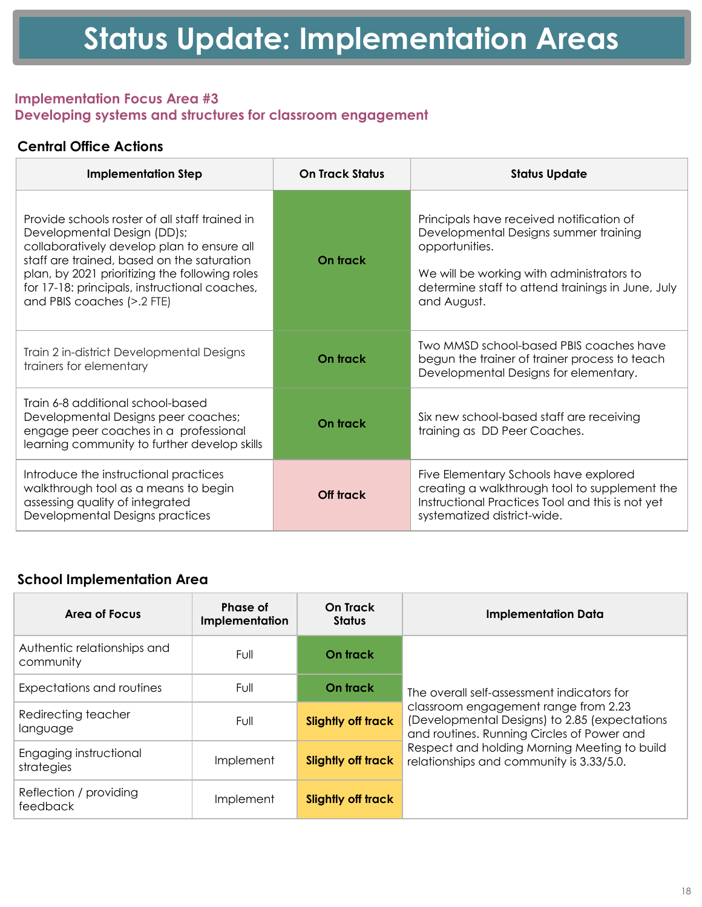# Status Update: Implementation Areas

## Implementation Focus Area #3
## Developing systems and structures for classroom engagement

### Central Office Actions

| Implementation Step | On Track Status | Status Update |
|---|---|---|
| Provide schools roster of all staff trained in Developmental Design (DD)s; collaboratively develop plan to ensure all staff are trained, based on the saturation plan, by 2021 prioritizing the following roles for 17-18: principals, instructional coaches, and PBIS coaches (>.2 FTE) | On track | Principals have received notification of Developmental Designs summer training opportunities.<br><br>We will be working with administrators to determine staff to attend trainings in June, July and August. |
| Train 2 in-district Developmental Designs trainers for elementary | On track | Two MMSD school-based PBIS coaches have begun the trainer of trainer process to teach Developmental Designs for elementary. |
| Train 6-8 additional school-based Developmental Designs peer coaches; engage peer coaches in a professional learning community to further develop skills | On track | Six new school-based staff are receiving training as DD Peer Coaches. |
| Introduce the instructional practices walkthrough tool as a means to begin assessing quality of integrated Developmental Designs practices | Off track | Five Elementary Schools have explored creating a walkthrough tool to supplement the Instructional Practices Tool and this is not yet systematized district-wide. |

### School Implementation Area

| Area of Focus | Phase of Implementation | On Track Status | Implementation Data |
|---|---|---|---|
| Authentic relationships and community | Full | On track | The overall self-assessment indicators for classroom engagement range from 2.23 (Developmental Designs) to 2.85 (expectations and routines. Running Circles of Power and Respect and holding Morning Meeting to build relationships and community is 3.33/5.0. |
| Expectations and routines | Full | On track | |
| Redirecting teacher language | Full | Slightly off track | |
| Engaging instructional strategies | Implement | Slightly off track | |
| Reflection / providing feedback | Implement | Slightly off track | |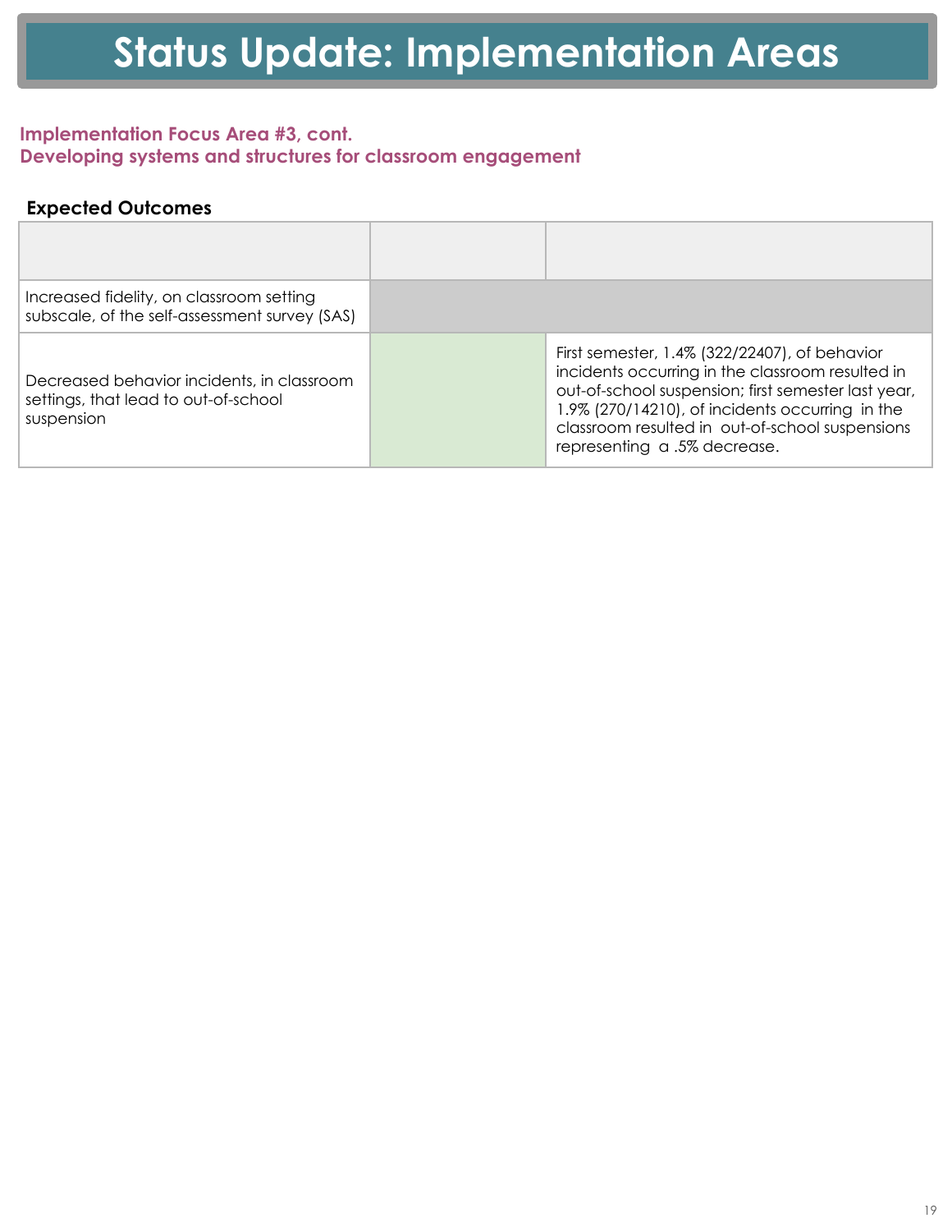# Status Update: Implementation Areas

## Implementation Focus Area #3, cont.
## Developing systems and structures for classroom engagement

### Expected Outcomes

| | | |
|---|---|---|
| Increased fidelity, on classroom setting subscale, of the self-assessment survey (SAS) | | |
| Decreased behavior incidents, in classroom settings, that lead to out-of-school suspension | | First semester, 1.4% (322/22407), of behavior incidents occurring in the classroom resulted in out-of-school suspension; first semester last year, 1.9% (270/14210), of incidents occurring in the classroom resulted in out-of-school suspensions representing a .5% decrease. |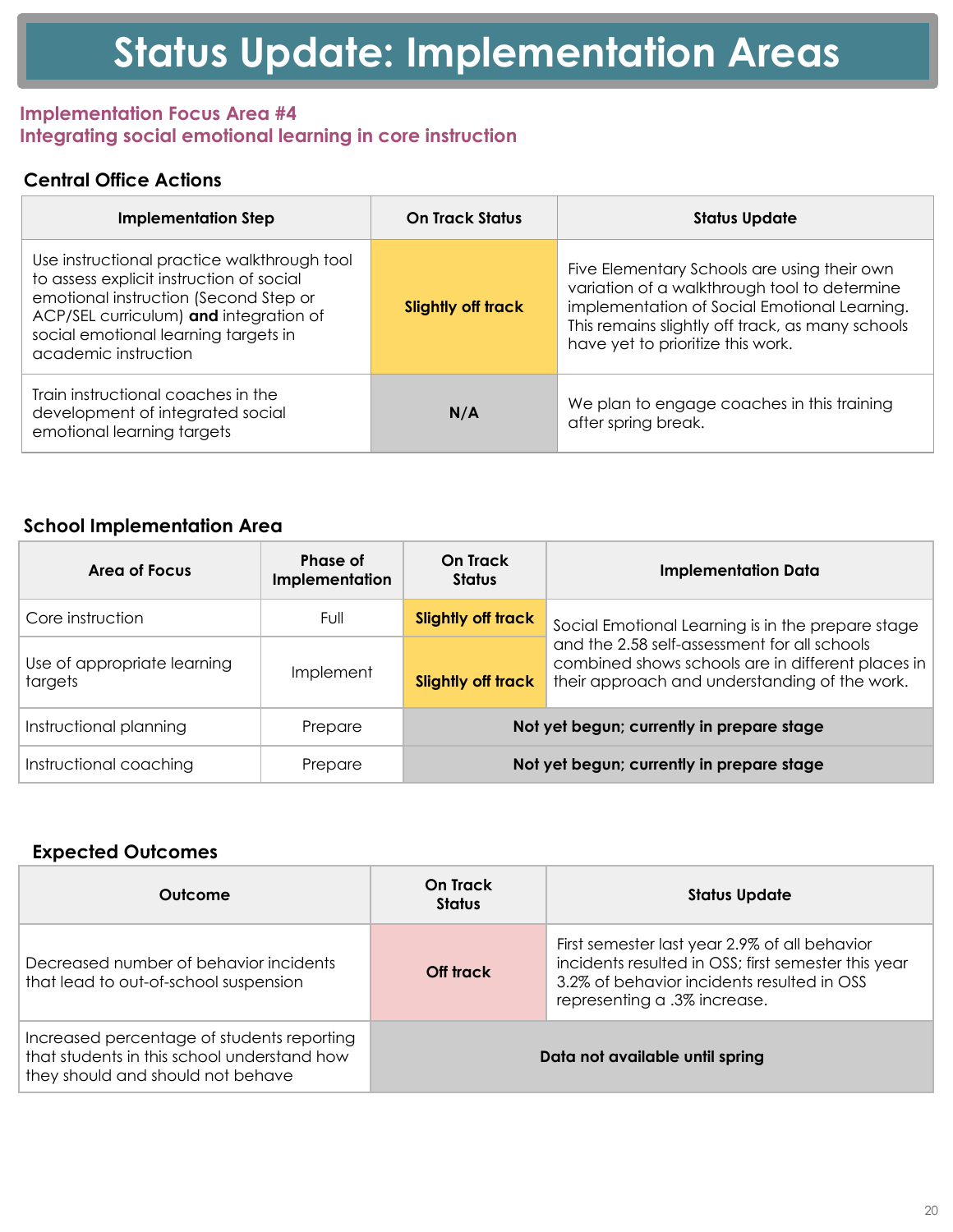# Status Update: Implementation Areas

**Implementation Focus Area #4**
**Integrating social emotional learning in core instruction**

### Central Office Actions

| Implementation Step | On Track Status | Status Update |
| --- | --- | --- |
| Use instructional practice walkthrough tool to assess explicit instruction of social emotional instruction (Second Step or ACP/SEL curriculum) **and** integration of social emotional learning targets in academic instruction | **Slightly off track** | Five Elementary Schools are using their own variation of a walkthrough tool to determine implementation of Social Emotional Learning. This remains slightly off track, as many schools have yet to prioritize this work. |
| Train instructional coaches in the development of integrated social emotional learning targets | **N/A** | We plan to engage coaches in this training after spring break. |

### School Implementation Area

| Area of Focus | Phase of Implementation | On Track Status | Implementation Data |
| --- | --- | --- | --- |
| Core instruction | Full | **Slightly off track** | Social Emotional Learning is in the prepare stage and the 2.58 self-assessment for all schools combined shows schools are in different places in their approach and understanding of the work. |
| Use of appropriate learning targets | Implement | **Slightly off track** | |
| Instructional planning | Prepare | **Not yet begun; currently in prepare stage** | |
| Instructional coaching | Prepare | **Not yet begun; currently in prepare stage** | |

### Expected Outcomes

| Outcome | On Track Status | Status Update |
| --- | --- | --- |
| Decreased number of behavior incidents that lead to out-of-school suspension | **Off track** | First semester last year 2.9% of all behavior incidents resulted in OSS; first semester this year 3.2% of behavior incidents resulted in OSS representing a .3% increase. |
| Increased percentage of students reporting that students in this school understand how they should and should not behave | **Data not available until spring** | |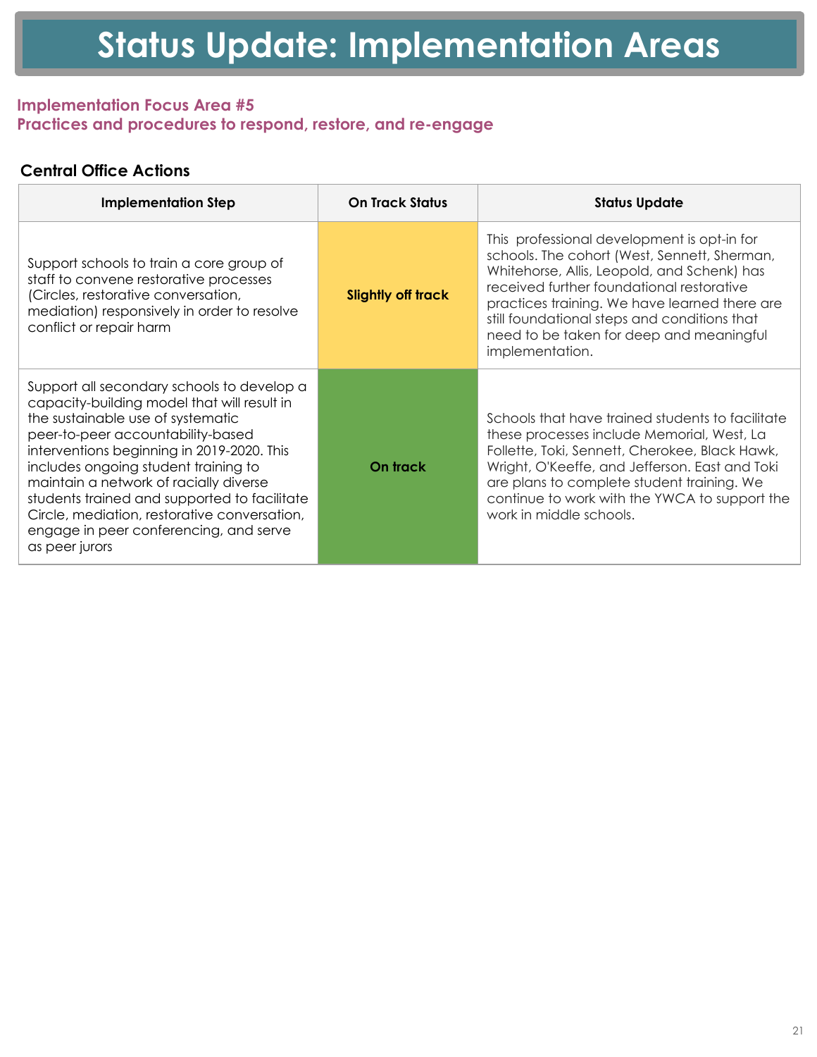# Status Update: Implementation Areas

### Implementation Focus Area #5
### Practices and procedures to respond, restore, and re-engage

#### Central Office Actions

| Implementation Step | On Track Status | Status Update |
| --- | --- | --- |
| Support schools to train a core group of staff to convene restorative processes (Circles, restorative conversation, mediation) responsively in order to resolve conflict or repair harm | Slightly off track | This professional development is opt-in for schools. The cohort (West, Sennett, Sherman, Whitehorse, Allis, Leopold, and Schenk) has received further foundational restorative practices training. We have learned there are still foundational steps and conditions that need to be taken for deep and meaningful implementation. |
| Support all secondary schools to develop a capacity-building model that will result in the sustainable use of systematic peer-to-peer accountability-based interventions beginning in 2019-2020. This includes ongoing student training to maintain a network of racially diverse students trained and supported to facilitate Circle, mediation, restorative conversation, engage in peer conferencing, and serve as peer jurors | On track | Schools that have trained students to facilitate these processes include Memorial, West, La Follette, Toki, Sennett, Cherokee, Black Hawk, Wright, O'Keeffe, and Jefferson. East and Toki are plans to complete student training. We continue to work with the YWCA to support the work in middle schools. |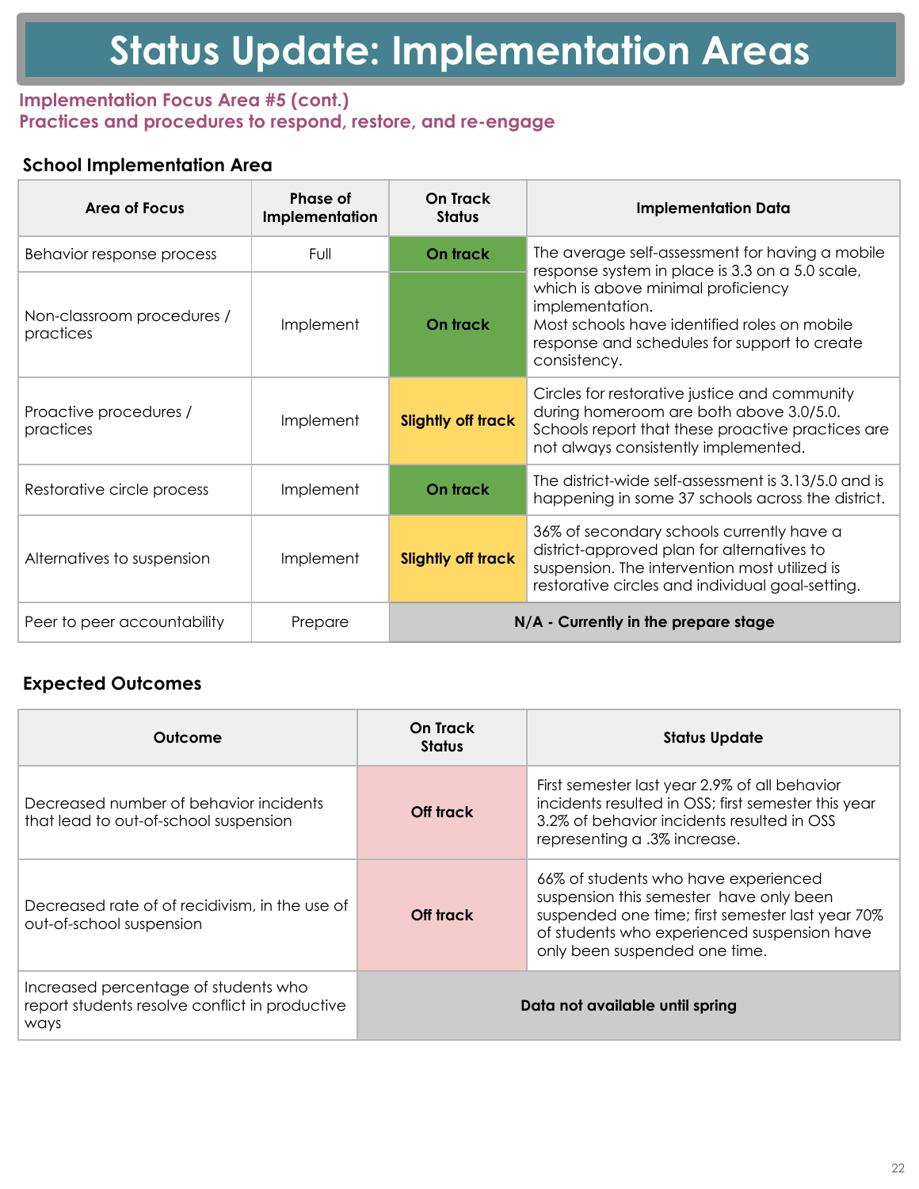# Status Update: Implementation Areas

**Implementation Focus Area #5 (cont.)**
**Practices and procedures to respond, restore, and re-engage**

### School Implementation Area

| Area of Focus | Phase of Implementation | On Track Status | Implementation Data |
|---|---|---|---|
| Behavior response process | Full | On track | The average self-assessment for having a mobile response system in place is 3.3 on a 5.0 scale, which is above minimal proficiency implementation. Most schools have identified roles on mobile response and schedules for support to create consistency. |
| Non-classroom procedures / practices | Implement | On track | |
| Proactive procedures / practices | Implement | Slightly off track | Circles for restorative justice and community during homeroom are both above 3.0/5.0. Schools report that these proactive practices are not always consistently implemented. |
| Restorative circle process | Implement | On track | The district-wide self-assessment is 3.13/5.0 and is happening in some 37 schools across the district. |
| Alternatives to suspension | Implement | Slightly off track | 36% of secondary schools currently have a district-approved plan for alternatives to suspension. The intervention most utilized is restorative circles and individual goal-setting. |
| Peer to peer accountability | Prepare | N/A - Currently in the prepare stage | |

### Expected Outcomes

| Outcome | On Track Status | Status Update |
|---|---|---|
| Decreased number of behavior incidents that lead to out-of-school suspension | Off track | First semester last year 2.9% of all behavior incidents resulted in OSS; first semester this year 3.2% of behavior incidents resulted in OSS representing a .3% increase. |
| Decreased rate of of recidivism, in the use of out-of-school suspension | Off track | 66% of students who have experienced suspension this semester have only been suspended one time; first semester last year 70% of students who experienced suspension have only been suspended one time. |
| Increased percentage of students who report students resolve conflict in productive ways | Data not available until spring | |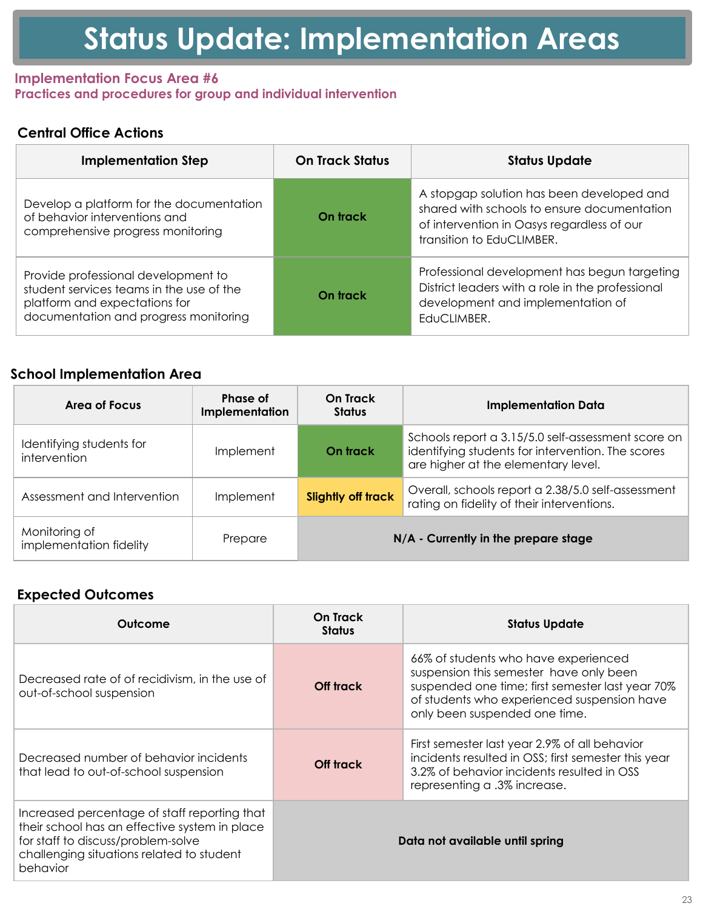# Status Update: Implementation Areas

## Implementation Focus Area #6
## Practices and procedures for group and individual intervention

### Central Office Actions

| Implementation Step | On Track Status | Status Update |
|---|---|---|
| Develop a platform for the documentation of behavior interventions and comprehensive progress monitoring | On track | A stopgap solution has been developed and shared with schools to ensure documentation of intervention in Oasys regardless of our transition to EduCLIMBER. |
| Provide professional development to student services teams in the use of the platform and expectations for documentation and progress monitoring | On track | Professional development has begun targeting District leaders with a role in the professional development and implementation of EduCLIMBER. |

### School Implementation Area

| Area of Focus | Phase of Implementation | On Track Status | Implementation Data |
|---|---|---|---|
| Identifying students for intervention | Implement | On track | Schools report a 3.15/5.0 self-assessment score on identifying students for intervention. The scores are higher at the elementary level. |
| Assessment and Intervention | Implement | Slightly off track | Overall, schools report a 2.38/5.0 self-assessment rating on fidelity of their interventions. |
| Monitoring of implementation fidelity | Prepare | N/A - Currently in the prepare stage | |

### Expected Outcomes

| Outcome | On Track Status | Status Update |
|---|---|---|
| Decreased rate of of recidivism, in the use of out-of-school suspension | Off track | 66% of students who have experienced suspension this semester have only been suspended one time; first semester last year 70% of students who experienced suspension have only been suspended one time. |
| Decreased number of behavior incidents that lead to out-of-school suspension | Off track | First semester last year 2.9% of all behavior incidents resulted in OSS; first semester this year 3.2% of behavior incidents resulted in OSS representing a .3% increase. |
| Increased percentage of staff reporting that their school has an effective system in place for staff to discuss/problem-solve challenging situations related to student behavior | Data not available until spring | |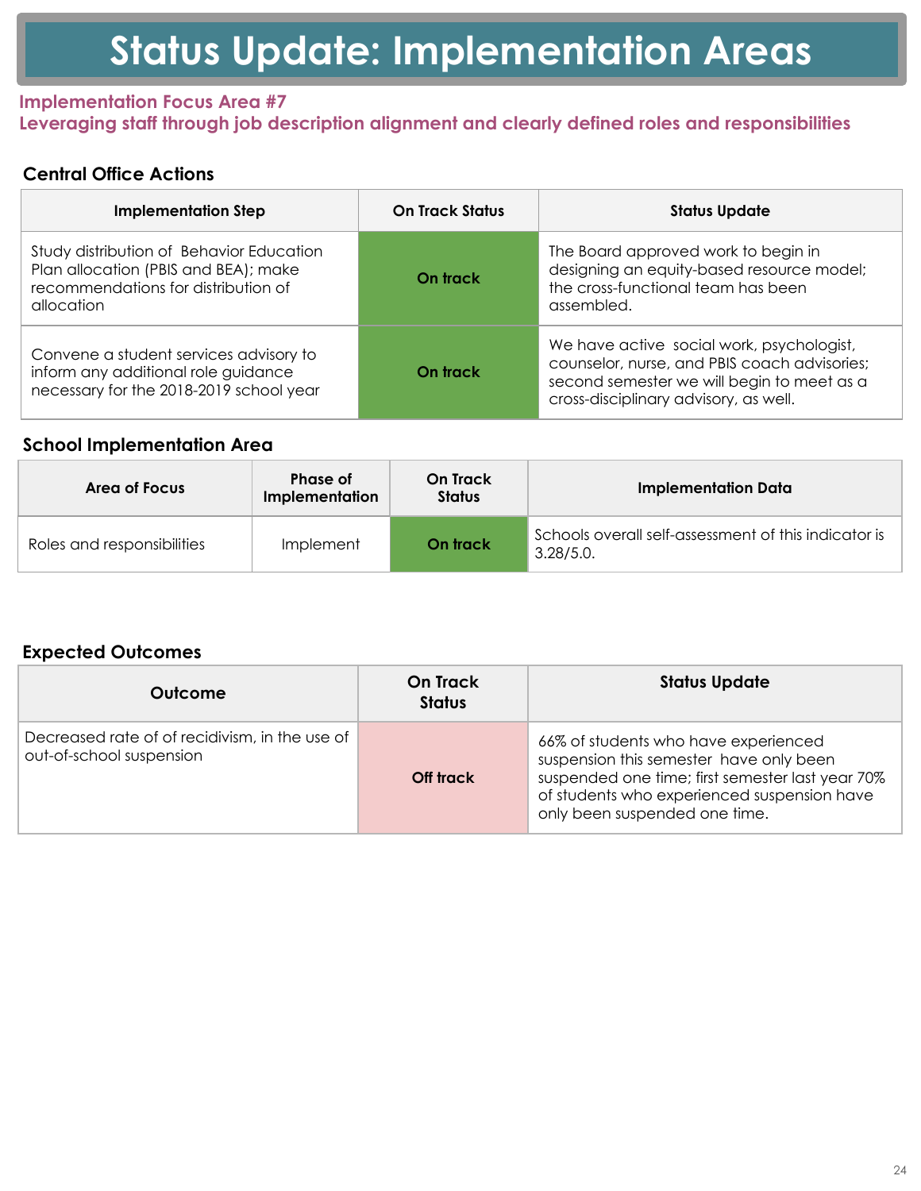# Status Update: Implementation Areas

**Implementation Focus Area #7**
**Leveraging staff through job description alignment and clearly defined roles and responsibilities**

### Central Office Actions

| Implementation Step | On Track Status | Status Update |
|---|---|---|
| Study distribution of Behavior Education Plan allocation (PBIS and BEA); make recommendations for distribution of allocation | On track | The Board approved work to begin in designing an equity-based resource model; the cross-functional team has been assembled. |
| Convene a student services advisory to inform any additional role guidance necessary for the 2018-2019 school year | On track | We have active social work, psychologist, counselor, nurse, and PBIS coach advisories; second semester we will begin to meet as a cross-disciplinary advisory, as well. |

### School Implementation Area

| Area of Focus | Phase of Implementation | On Track Status | Implementation Data |
|---|---|---|---|
| Roles and responsibilities | Implement | On track | Schools overall self-assessment of this indicator is 3.28/5.0. |

### Expected Outcomes

| Outcome | On Track Status | Status Update |
|---|---|---|
| Decreased rate of of recidivism, in the use of out-of-school suspension | Off track | 66% of students who have experienced suspension this semester have only been suspended one time; first semester last year 70% of students who experienced suspension have only been suspended one time. |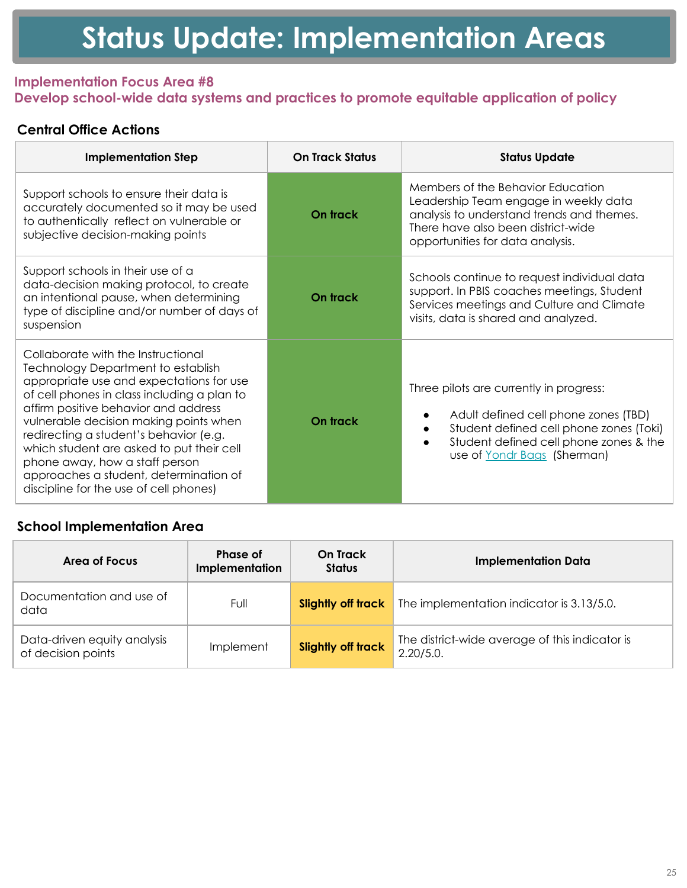# Status Update: Implementation Areas

## Implementation Focus Area #8
## Develop school-wide data systems and practices to promote equitable application of policy

### Central Office Actions

| Implementation Step | On Track Status | Status Update |
|---|---|---|
| Support schools to ensure their data is accurately documented so it may be used to authentically reflect on vulnerable or subjective decision-making points | On track | Members of the Behavior Education Leadership Team engage in weekly data analysis to understand trends and themes. There have also been district-wide opportunities for data analysis. |
| Support schools in their use of a data-decision making protocol, to create an intentional pause, when determining type of discipline and/or number of days of suspension | On track | Schools continue to request individual data support. In PBIS coaches meetings, Student Services meetings and Culture and Climate visits, data is shared and analyzed. |
| Collaborate with the Instructional Technology Department to establish appropriate use and expectations for use of cell phones in class including a plan to affirm positive behavior and address vulnerable decision making points when redirecting a student's behavior (e.g. which student are asked to put their cell phone away, how a staff person approaches a student, determination of discipline for the use of cell phones) | On track | Three pilots are currently in progress:<br>• Adult defined cell phone zones (TBD)<br>• Student defined cell phone zones (Toki)<br>• Student defined cell phone zones & the use of Yondr Bags (Sherman) |

### School Implementation Area

| Area of Focus | Phase of Implementation | On Track Status | Implementation Data |
|---|---|---|---|
| Documentation and use of data | Full | Slightly off track | The implementation indicator is 3.13/5.0. |
| Data-driven equity analysis of decision points | Implement | Slightly off track | The district-wide average of this indicator is 2.20/5.0. |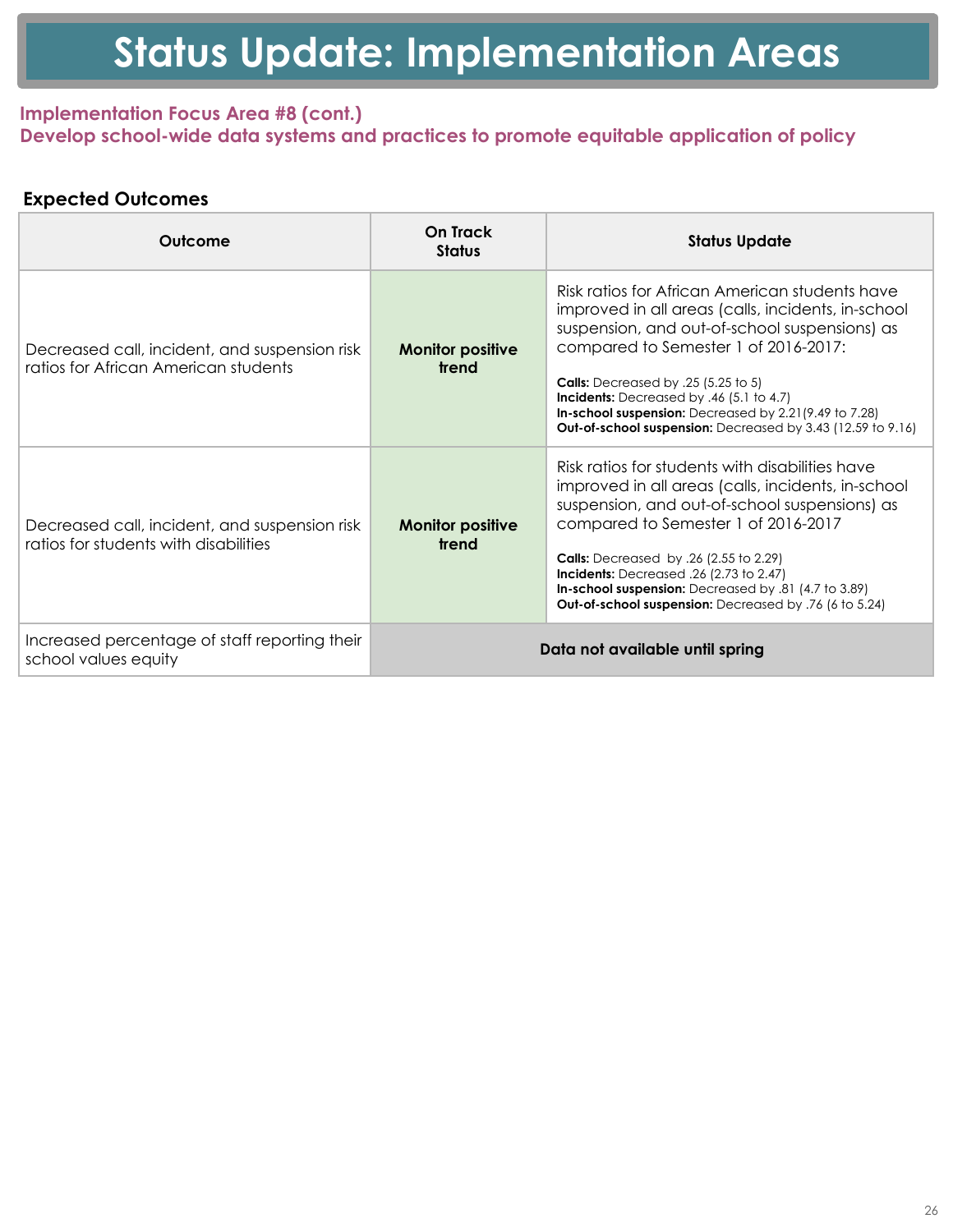# Status Update: Implementation Areas

**Implementation Focus Area #8 (cont.)**
**Develop school-wide data systems and practices to promote equitable application of policy**

### Expected Outcomes

| Outcome | On Track Status | Status Update |
|---|---|---|
| Decreased call, incident, and suspension risk ratios for African American students | **Monitor positive trend** | Risk ratios for African American students have improved in all areas (calls, incidents, in-school suspension, and out-of-school suspensions) as compared to Semester 1 of 2016-2017:<br><br>**Calls:** Decreased by .25 (5.25 to 5)<br>**Incidents:** Decreased by .46 (5.1 to 4.7)<br>**In-school suspension:** Decreased by 2.21(9.49 to 7.28)<br>**Out-of-school suspension:** Decreased by 3.43 (12.59 to 9.16) |
| Decreased call, incident, and suspension risk ratios for students with disabilities | **Monitor positive trend** | Risk ratios for students with disabilities have improved in all areas (calls, incidents, in-school suspension, and out-of-school suspensions) as compared to Semester 1 of 2016-2017<br><br>**Calls:** Decreased by .26 (2.55 to 2.29)<br>**Incidents:** Decreased .26 (2.73 to 2.47)<br>**In-school suspension:** Decreased by .81 (4.7 to 3.89)<br>**Out-of-school suspension:** Decreased by .76 (6 to 5.24) |
| Increased percentage of staff reporting their school values equity | **Data not available until spring** | |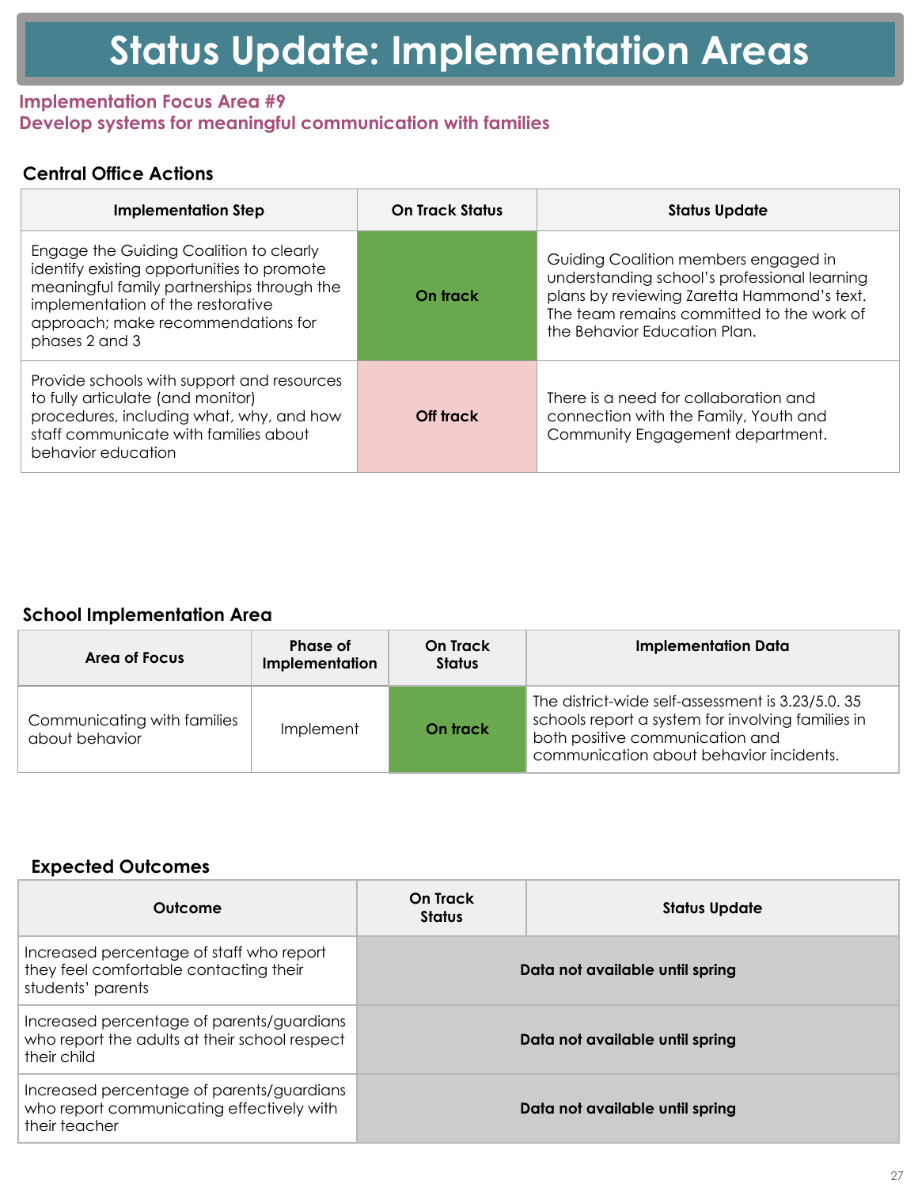# Status Update: Implementation Areas

**Implementation Focus Area #9**
**Develop systems for meaningful communication with families**

### Central Office Actions

| Implementation Step | On Track Status | Status Update |
|---|---|---|
| Engage the Guiding Coalition to clearly identify existing opportunities to promote meaningful family partnerships through the implementation of the restorative approach; make recommendations for phases 2 and 3 | On track | Guiding Coalition members engaged in understanding school's professional learning plans by reviewing Zaretta Hammond's text. The team remains committed to the work of the Behavior Education Plan. |
| Provide schools with support and resources to fully articulate (and monitor) procedures, including what, why, and how staff communicate with families about behavior education | Off track | There is a need for collaboration and connection with the Family, Youth and Community Engagement department. |

### School Implementation Area

| Area of Focus | Phase of Implementation | On Track Status | Implementation Data |
|---|---|---|---|
| Communicating with families about behavior | Implement | On track | The district-wide self-assessment is 3.23/5.0. 35 schools report a system for involving families in both positive communication and communication about behavior incidents. |

### Expected Outcomes

| Outcome | On Track Status | Status Update |
|---|---|---|
| Increased percentage of staff who report they feel comfortable contacting their students' parents | Data not available until spring | |
| Increased percentage of parents/guardians who report the adults at their school respect their child | Data not available until spring | |
| Increased percentage of parents/guardians who report communicating effectively with their teacher | Data not available until spring | |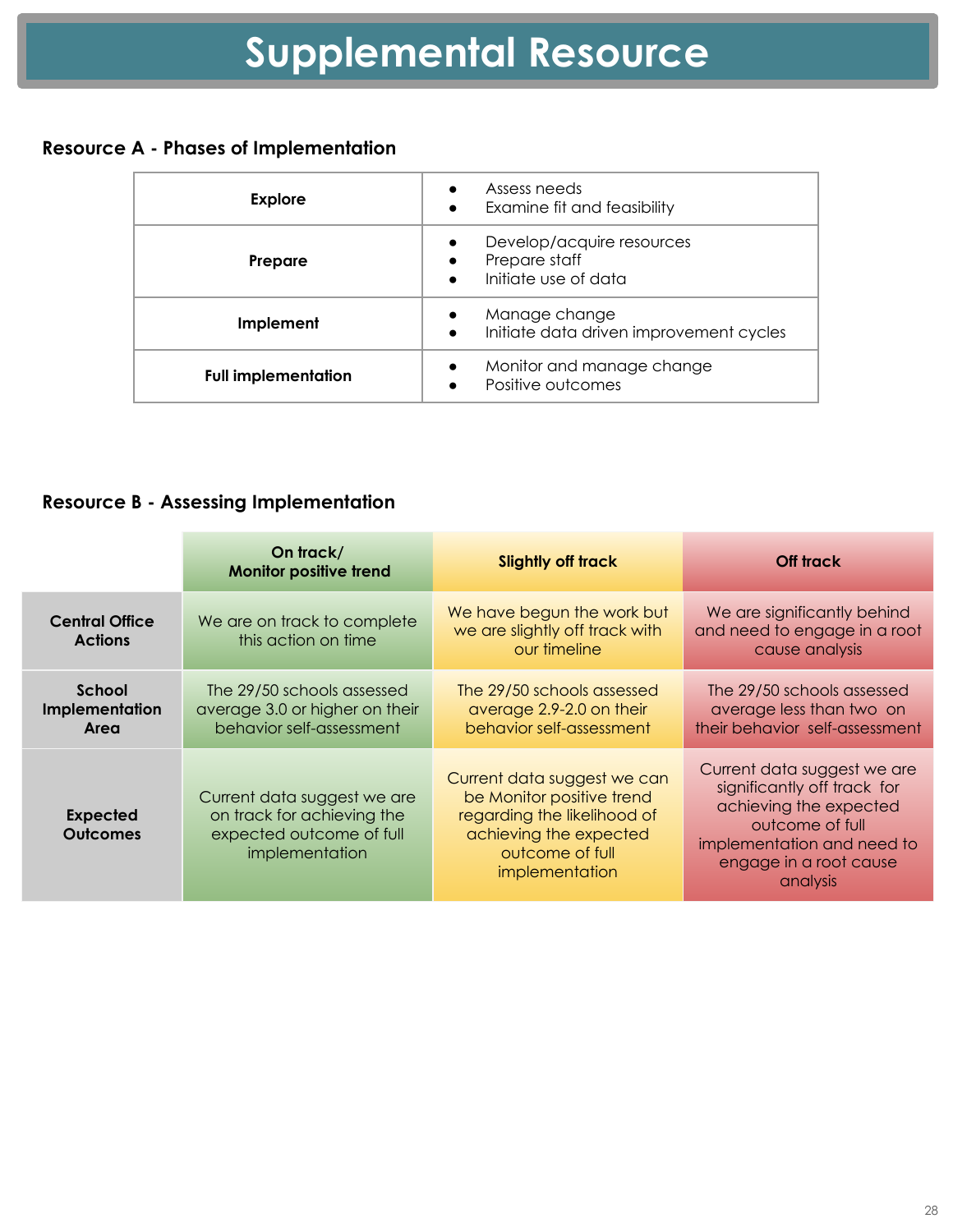# Supplemental Resource

### Resource A - Phases of Implementation

| | |
|---|---|
| **Explore** | • Assess needs<br>• Examine fit and feasibility |
| **Prepare** | • Develop/acquire resources<br>• Prepare staff<br>• Initiate use of data |
| **Implement** | • Manage change<br>• Initiate data driven improvement cycles |
| **Full implementation** | • Monitor and manage change<br>• Positive outcomes |

### Resource B - Assessing Implementation

| | On track/ Monitor positive trend | Slightly off track | Off track |
|---|---|---|---|
| **Central Office Actions** | We are on track to complete this action on time | We have begun the work but we are slightly off track with our timeline | We are significantly behind and need to engage in a root cause analysis |
| **School Implementation Area** | The 29/50 schools assessed average 3.0 or higher on their behavior self-assessment | The 29/50 schools assessed average 2.9-2.0 on their behavior self-assessment | The 29/50 schools assessed average less than two on their behavior self-assessment |
| **Expected Outcomes** | Current data suggest we are on track for achieving the expected outcome of full implementation | Current data suggest we can be Monitor positive trend regarding the likelihood of achieving the expected outcome of full implementation | Current data suggest we are significantly off track for achieving the expected outcome of full implementation and need to engage in a root cause analysis |